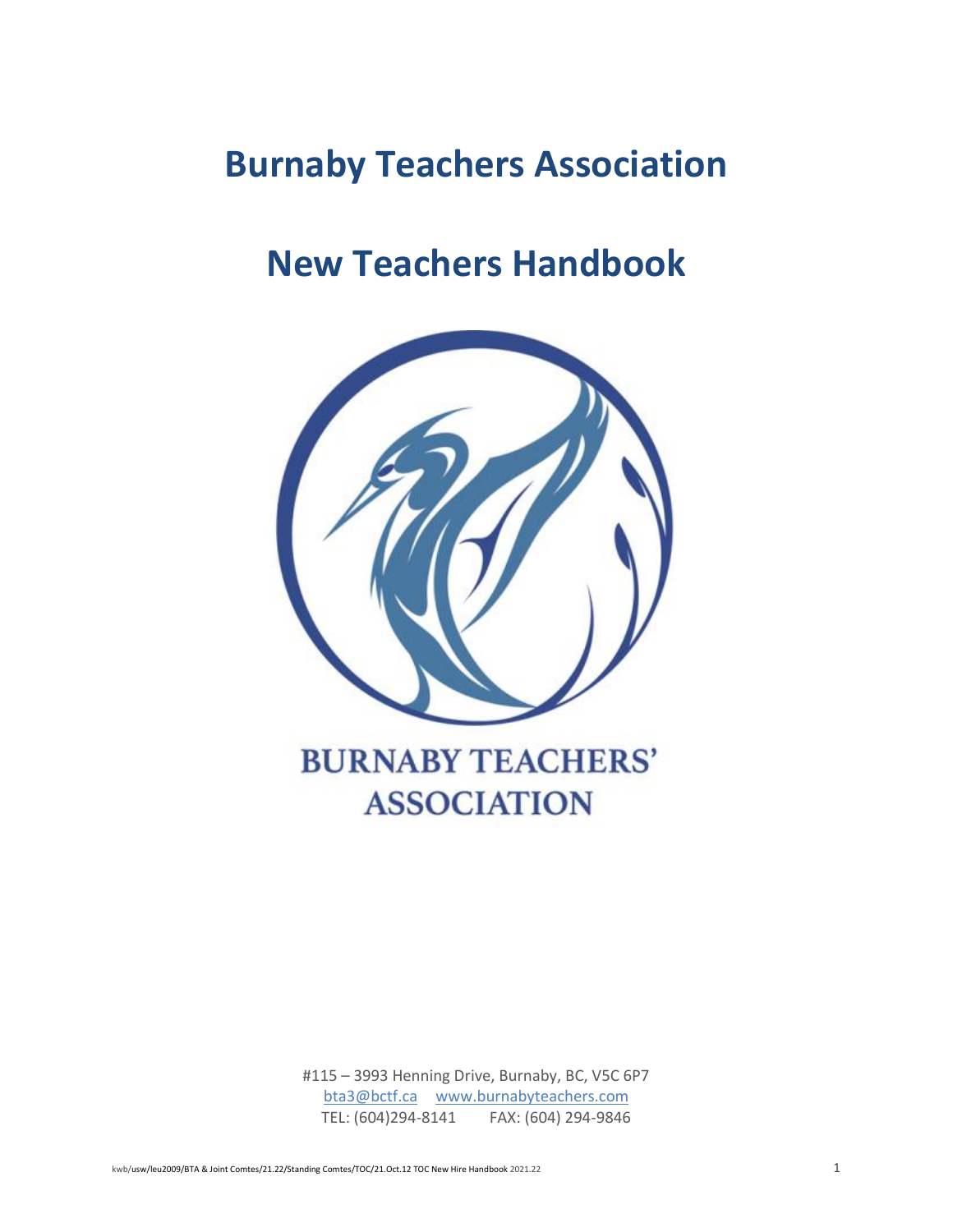# Burnaby Teachers Association

# New Teachers Handbook

BURNABY TEACHERS' ASSOCIATION

#115 – 3993 Henning Drive, Burnaby, BC, V5C 6P7

bta3@bctf.ca    www.burnabyteachers.com

TEL: (604)294-8141    FAX: (604) 294-9846

kwb/usw/leu2009/BTA & Joint Comtes/21.22/Standing Comtes/TOC/21.Oct.12 TOC New Hire Handbook 2021.22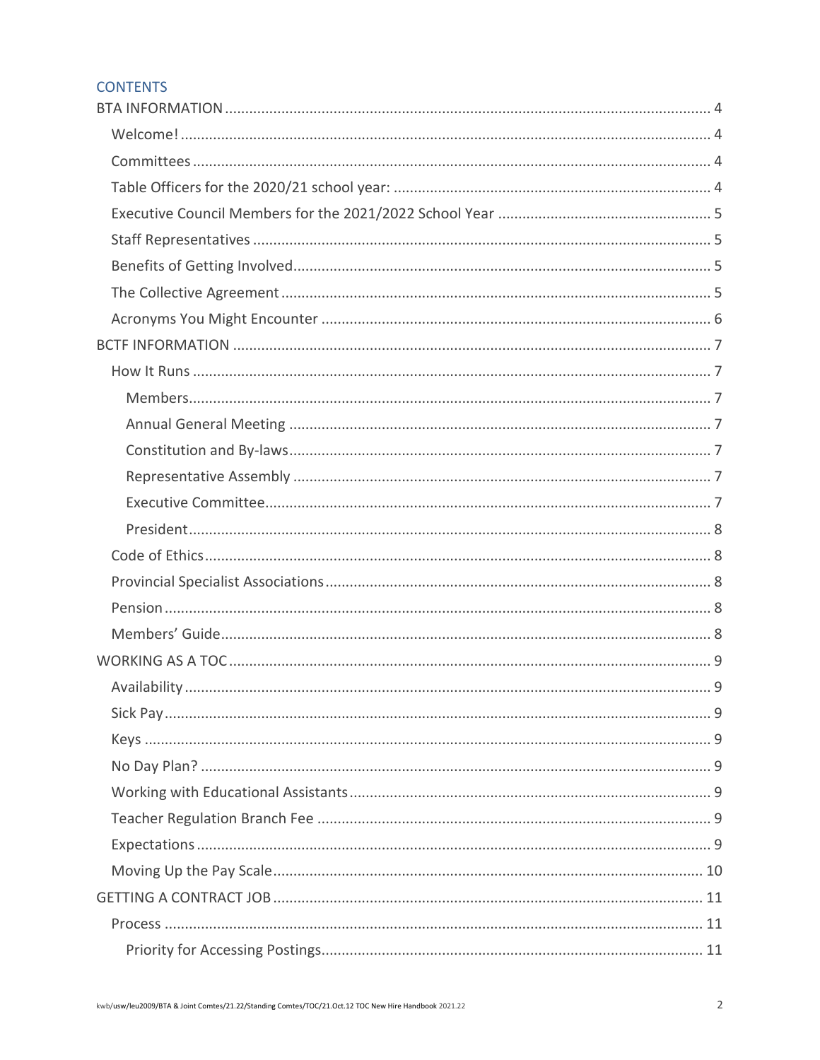## CONTENTS

- BTA INFORMATION ........ 4
  - Welcome! ........ 4
  - Committees ........ 4
  - Table Officers for the 2020/21 school year: ........ 4
  - Executive Council Members for the 2021/2022 School Year ........ 5
  - Staff Representatives ........ 5
  - Benefits of Getting Involved ........ 5
  - The Collective Agreement ........ 5
  - Acronyms You Might Encounter ........ 6
- BCTF INFORMATION ........ 7
  - How It Runs ........ 7
    - Members ........ 7
    - Annual General Meeting ........ 7
    - Constitution and By-laws ........ 7
    - Representative Assembly ........ 7
    - Executive Committee ........ 7
    - President ........ 8
  - Code of Ethics ........ 8
  - Provincial Specialist Associations ........ 8
  - Pension ........ 8
  - Members' Guide ........ 8
- WORKING AS A TOC ........ 9
  - Availability ........ 9
  - Sick Pay ........ 9
  - Keys ........ 9
  - No Day Plan? ........ 9
  - Working with Educational Assistants ........ 9
  - Teacher Regulation Branch Fee ........ 9
  - Expectations ........ 9
  - Moving Up the Pay Scale ........ 10
- GETTING A CONTRACT JOB ........ 11
  - Process ........ 11
    - Priority for Accessing Postings ........ 11

kwb/usw/leu2009/BTA & Joint Comtes/21.22/Standing Comtes/TOC/21.Oct.12 TOC New Hire Handbook 2021.22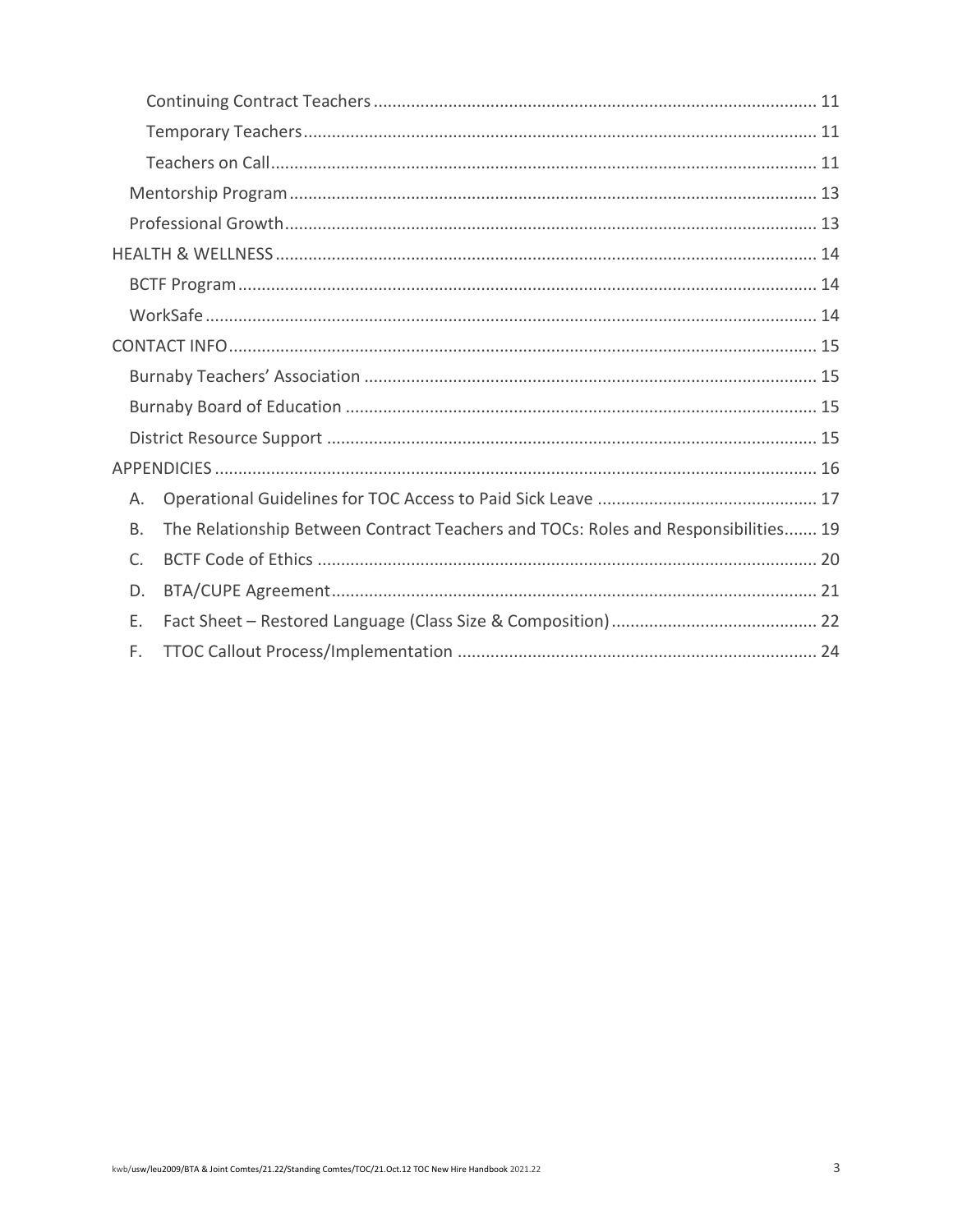- Continuing Contract Teachers ..... 11
- Temporary Teachers ..... 11
- Teachers on Call ..... 11

Mentorship Program ..... 13

Professional Growth ..... 13

HEALTH & WELLNESS ..... 14

BCTF Program ..... 14

WorkSafe ..... 14

CONTACT INFO ..... 15

Burnaby Teachers' Association ..... 15

Burnaby Board of Education ..... 15

District Resource Support ..... 15

APPENDICIES ..... 16

A. Operational Guidelines for TOC Access to Paid Sick Leave ..... 17

B. The Relationship Between Contract Teachers and TOCs: Roles and Responsibilities ..... 19

C. BCTF Code of Ethics ..... 20

D. BTA/CUPE Agreement ..... 21

E. Fact Sheet – Restored Language (Class Size & Composition) ..... 22

F. TTOC Callout Process/Implementation ..... 24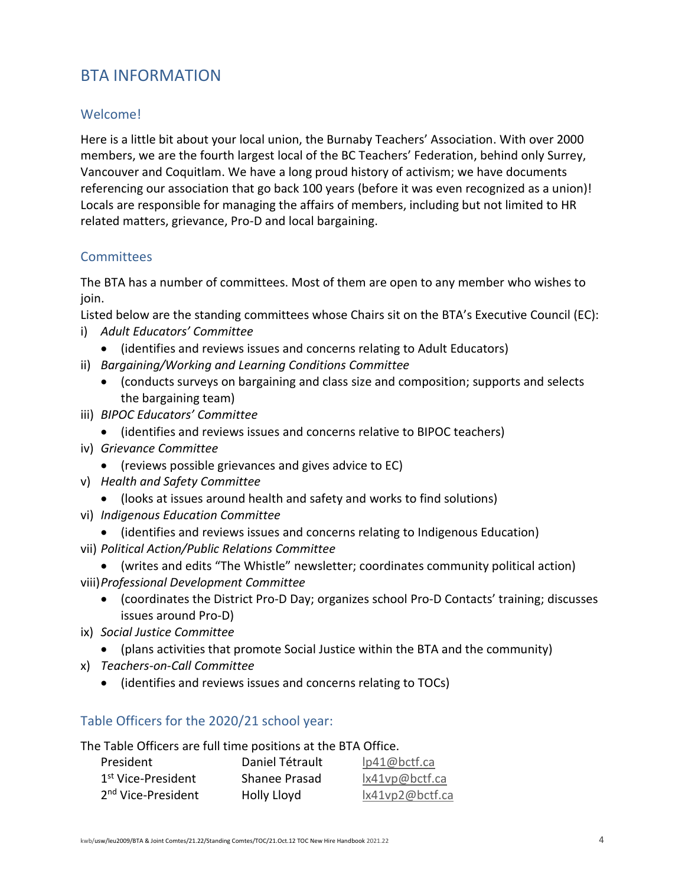# BTA INFORMATION

## Welcome!

Here is a little bit about your local union, the Burnaby Teachers' Association. With over 2000 members, we are the fourth largest local of the BC Teachers' Federation, behind only Surrey, Vancouver and Coquitlam. We have a long proud history of activism; we have documents referencing our association that go back 100 years (before it was even recognized as a union)! Locals are responsible for managing the affairs of members, including but not limited to HR related matters, grievance, Pro-D and local bargaining.

## Committees

The BTA has a number of committees. Most of them are open to any member who wishes to join.

Listed below are the standing committees whose Chairs sit on the BTA's Executive Council (EC):

i) *Adult Educators' Committee*
   - (identifies and reviews issues and concerns relating to Adult Educators)

ii) *Bargaining/Working and Learning Conditions Committee*
   - (conducts surveys on bargaining and class size and composition; supports and selects the bargaining team)

iii) *BIPOC Educators' Committee*
   - (identifies and reviews issues and concerns relative to BIPOC teachers)

iv) *Grievance Committee*
   - (reviews possible grievances and gives advice to EC)

v) *Health and Safety Committee*
   - (looks at issues around health and safety and works to find solutions)

vi) *Indigenous Education Committee*
   - (identifies and reviews issues and concerns relating to Indigenous Education)

vii) *Political Action/Public Relations Committee*
   - (writes and edits "The Whistle" newsletter; coordinates community political action)

viii) *Professional Development Committee*
   - (coordinates the District Pro-D Day; organizes school Pro-D Contacts' training; discusses issues around Pro-D)

ix) *Social Justice Committee*
   - (plans activities that promote Social Justice within the BTA and the community)

x) *Teachers-on-Call Committee*
   - (identifies and reviews issues and concerns relating to TOCs)

## Table Officers for the 2020/21 school year:

The Table Officers are full time positions at the BTA Office.

| | | |
|---|---|---|
| President | Daniel Tétrault | lp41@bctf.ca |
| 1st Vice-President | Shanee Prasad | lx41vp@bctf.ca |
| 2nd Vice-President | Holly Lloyd | lx41vp2@bctf.ca |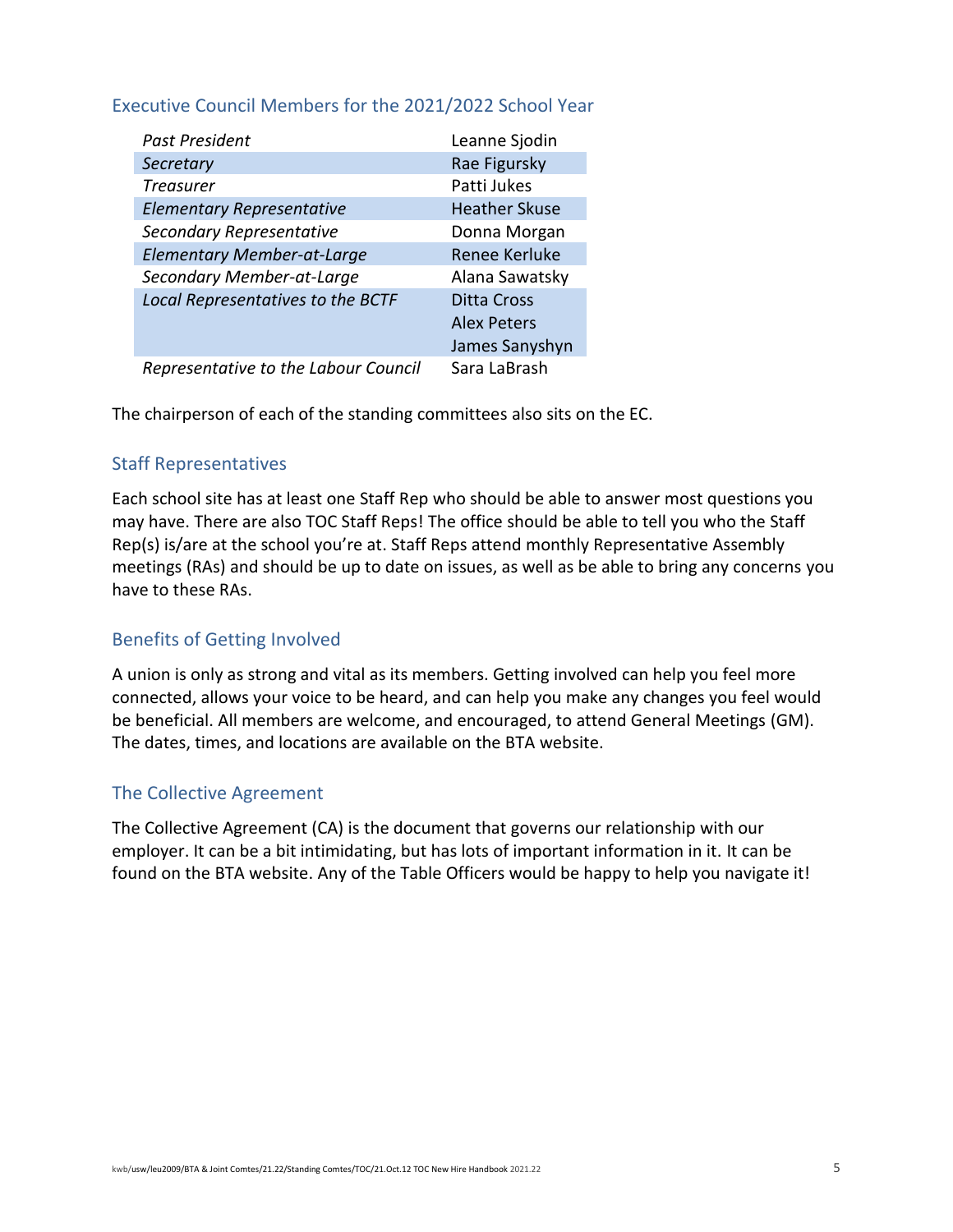## Executive Council Members for the 2021/2022 School Year

| | |
|---|---|
| *Past President* | Leanne Sjodin |
| *Secretary* | Rae Figursky |
| *Treasurer* | Patti Jukes |
| *Elementary Representative* | Heather Skuse |
| *Secondary Representative* | Donna Morgan |
| *Elementary Member-at-Large* | Renee Kerluke |
| *Secondary Member-at-Large* | Alana Sawatsky |
| *Local Representatives to the BCTF* | Ditta Cross<br>Alex Peters<br>James Sanyshyn |
| *Representative to the Labour Council* | Sara LaBrash |

The chairperson of each of the standing committees also sits on the EC.

## Staff Representatives

Each school site has at least one Staff Rep who should be able to answer most questions you may have. There are also TOC Staff Reps! The office should be able to tell you who the Staff Rep(s) is/are at the school you're at. Staff Reps attend monthly Representative Assembly meetings (RAs) and should be up to date on issues, as well as be able to bring any concerns you have to these RAs.

## Benefits of Getting Involved

A union is only as strong and vital as its members. Getting involved can help you feel more connected, allows your voice to be heard, and can help you make any changes you feel would be beneficial. All members are welcome, and encouraged, to attend General Meetings (GM). The dates, times, and locations are available on the BTA website.

## The Collective Agreement

The Collective Agreement (CA) is the document that governs our relationship with our employer. It can be a bit intimidating, but has lots of important information in it. It can be found on the BTA website. Any of the Table Officers would be happy to help you navigate it!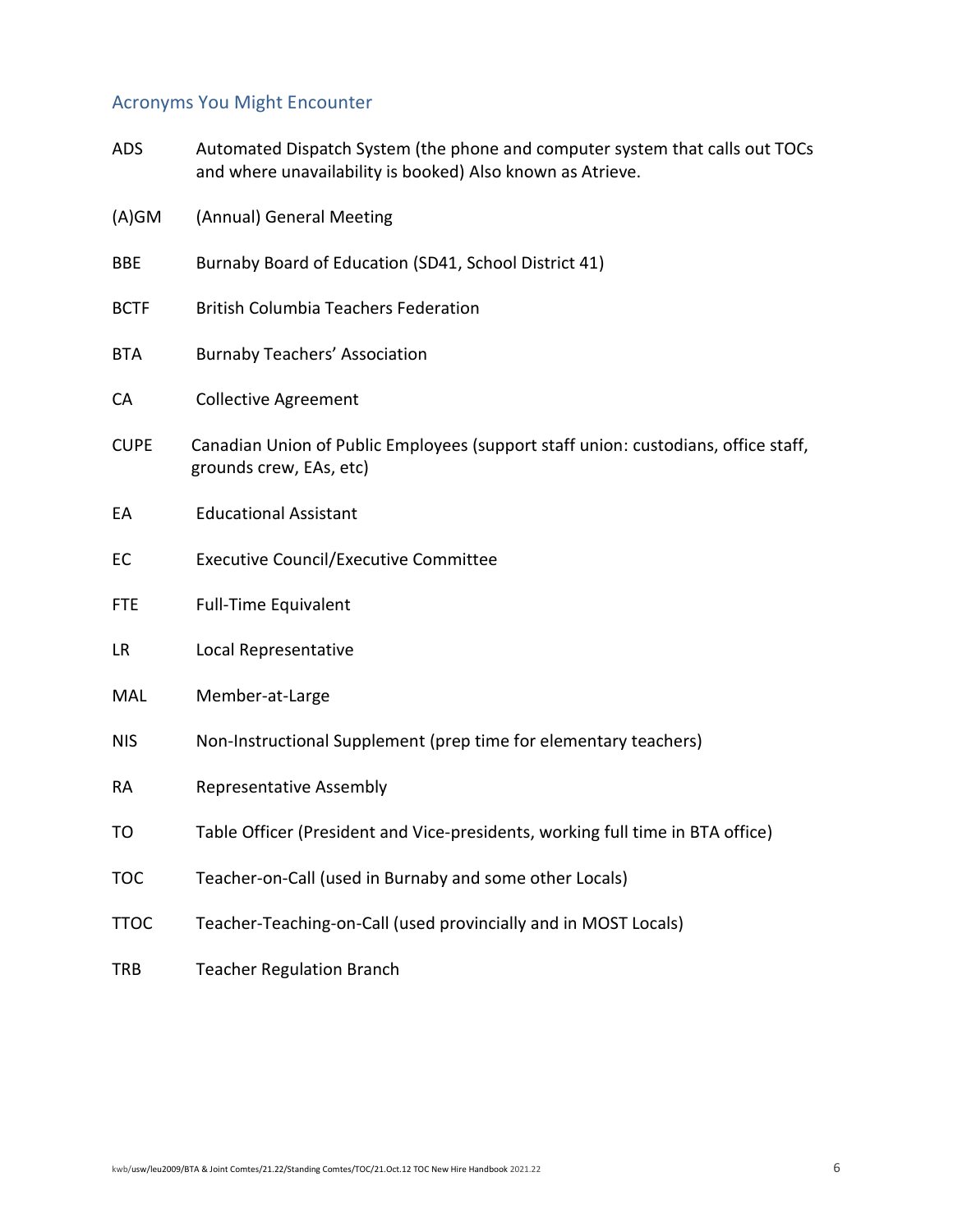## Acronyms You Might Encounter

| | |
|---|---|
| ADS | Automated Dispatch System (the phone and computer system that calls out TOCs and where unavailability is booked) Also known as Atrieve. |
| (A)GM | (Annual) General Meeting |
| BBE | Burnaby Board of Education (SD41, School District 41) |
| BCTF | British Columbia Teachers Federation |
| BTA | Burnaby Teachers' Association |
| CA | Collective Agreement |
| CUPE | Canadian Union of Public Employees (support staff union: custodians, office staff, grounds crew, EAs, etc) |
| EA | Educational Assistant |
| EC | Executive Council/Executive Committee |
| FTE | Full-Time Equivalent |
| LR | Local Representative |
| MAL | Member-at-Large |
| NIS | Non-Instructional Supplement (prep time for elementary teachers) |
| RA | Representative Assembly |
| TO | Table Officer (President and Vice-presidents, working full time in BTA office) |
| TOC | Teacher-on-Call (used in Burnaby and some other Locals) |
| TTOC | Teacher-Teaching-on-Call (used provincially and in MOST Locals) |
| TRB | Teacher Regulation Branch |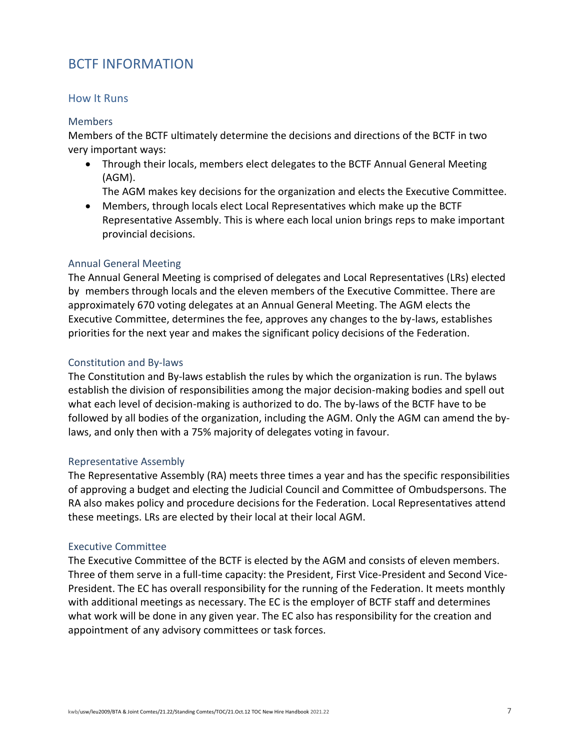# BCTF INFORMATION

## How It Runs

### Members

Members of the BCTF ultimately determine the decisions and directions of the BCTF in two very important ways:

- Through their locals, members elect delegates to the BCTF Annual General Meeting (AGM).
  The AGM makes key decisions for the organization and elects the Executive Committee.
- Members, through locals elect Local Representatives which make up the BCTF Representative Assembly. This is where each local union brings reps to make important provincial decisions.

### Annual General Meeting

The Annual General Meeting is comprised of delegates and Local Representatives (LRs) elected by members through locals and the eleven members of the Executive Committee. There are approximately 670 voting delegates at an Annual General Meeting. The AGM elects the Executive Committee, determines the fee, approves any changes to the by-laws, establishes priorities for the next year and makes the significant policy decisions of the Federation.

### Constitution and By-laws

The Constitution and By-laws establish the rules by which the organization is run. The bylaws establish the division of responsibilities among the major decision-making bodies and spell out what each level of decision-making is authorized to do. The by-laws of the BCTF have to be followed by all bodies of the organization, including the AGM. Only the AGM can amend the by-laws, and only then with a 75% majority of delegates voting in favour.

### Representative Assembly

The Representative Assembly (RA) meets three times a year and has the specific responsibilities of approving a budget and electing the Judicial Council and Committee of Ombudspersons. The RA also makes policy and procedure decisions for the Federation. Local Representatives attend these meetings. LRs are elected by their local at their local AGM.

### Executive Committee

The Executive Committee of the BCTF is elected by the AGM and consists of eleven members. Three of them serve in a full-time capacity: the President, First Vice-President and Second Vice-President. The EC has overall responsibility for the running of the Federation. It meets monthly with additional meetings as necessary. The EC is the employer of BCTF staff and determines what work will be done in any given year. The EC also has responsibility for the creation and appointment of any advisory committees or task forces.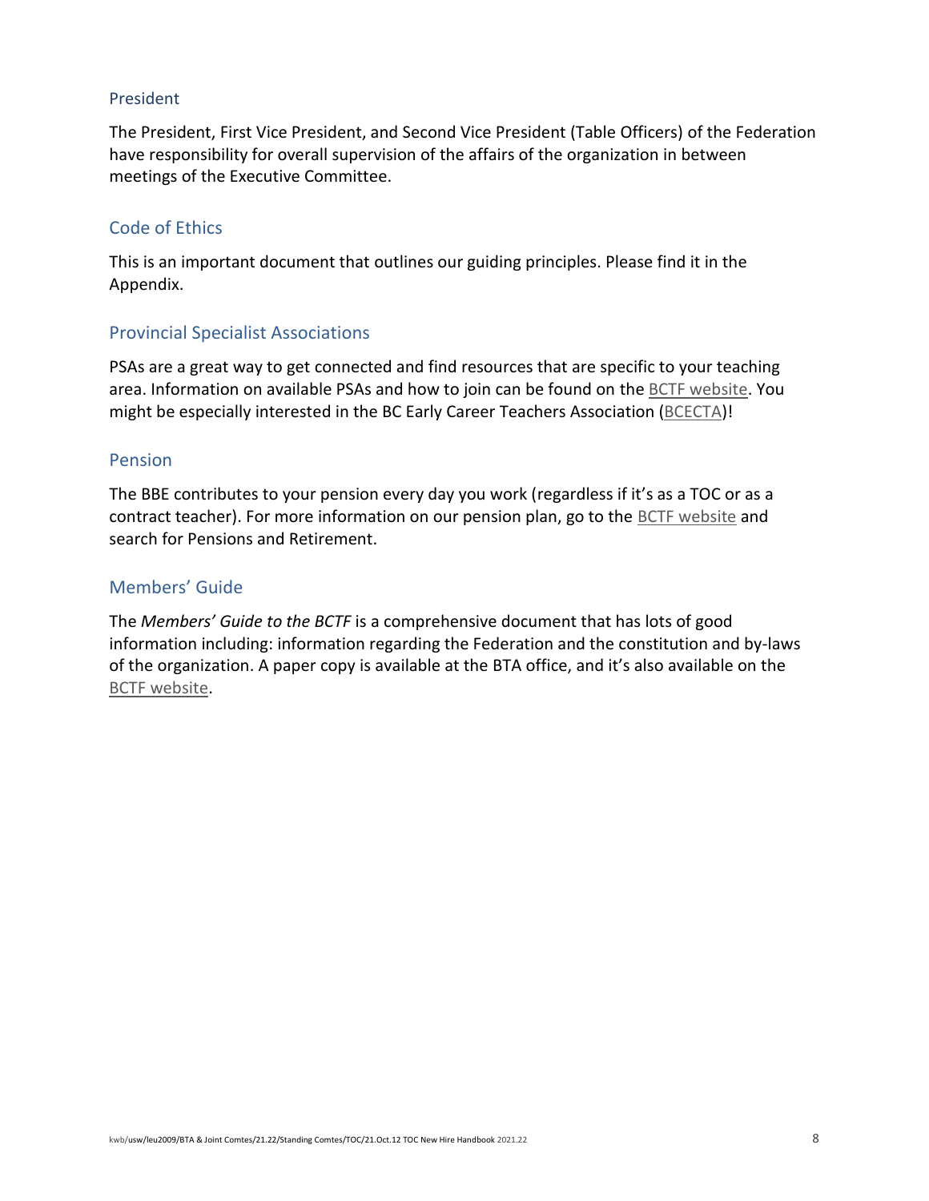## President

The President, First Vice President, and Second Vice President (Table Officers) of the Federation have responsibility for overall supervision of the affairs of the organization in between meetings of the Executive Committee.

## Code of Ethics

This is an important document that outlines our guiding principles. Please find it in the Appendix.

## Provincial Specialist Associations

PSAs are a great way to get connected and find resources that are specific to your teaching area. Information on available PSAs and how to join can be found on the BCTF website. You might be especially interested in the BC Early Career Teachers Association (BCECTA)!

## Pension

The BBE contributes to your pension every day you work (regardless if it's as a TOC or as a contract teacher). For more information on our pension plan, go to the BCTF website and search for Pensions and Retirement.

## Members' Guide

The *Members' Guide to the BCTF* is a comprehensive document that has lots of good information including: information regarding the Federation and the constitution and by-laws of the organization. A paper copy is available at the BTA office, and it's also available on the BCTF website.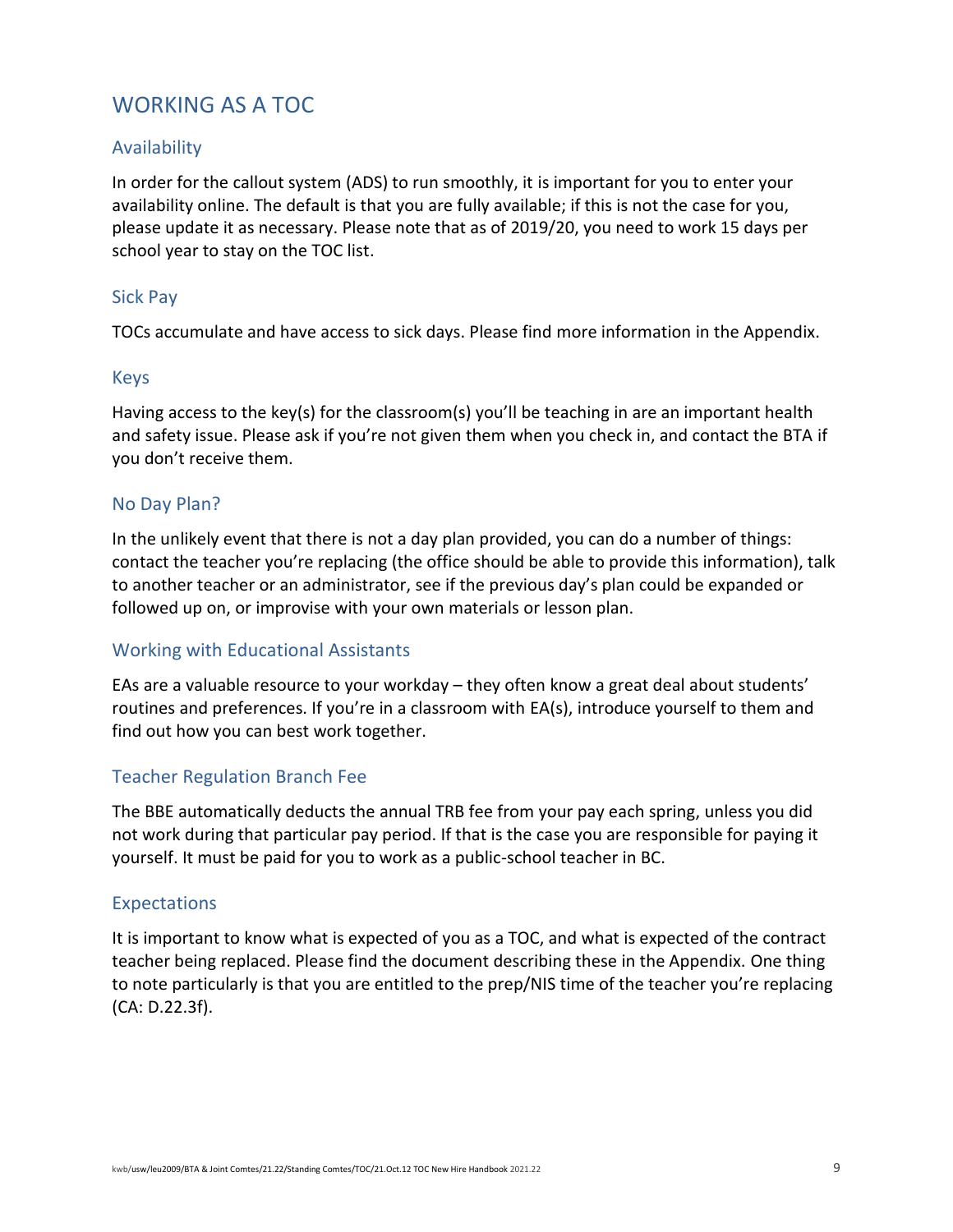# WORKING AS A TOC

## Availability

In order for the callout system (ADS) to run smoothly, it is important for you to enter your availability online. The default is that you are fully available; if this is not the case for you, please update it as necessary. Please note that as of 2019/20, you need to work 15 days per school year to stay on the TOC list.

## Sick Pay

TOCs accumulate and have access to sick days. Please find more information in the Appendix.

## Keys

Having access to the key(s) for the classroom(s) you'll be teaching in are an important health and safety issue. Please ask if you're not given them when you check in, and contact the BTA if you don't receive them.

## No Day Plan?

In the unlikely event that there is not a day plan provided, you can do a number of things: contact the teacher you're replacing (the office should be able to provide this information), talk to another teacher or an administrator, see if the previous day's plan could be expanded or followed up on, or improvise with your own materials or lesson plan.

## Working with Educational Assistants

EAs are a valuable resource to your workday – they often know a great deal about students' routines and preferences. If you're in a classroom with EA(s), introduce yourself to them and find out how you can best work together.

## Teacher Regulation Branch Fee

The BBE automatically deducts the annual TRB fee from your pay each spring, unless you did not work during that particular pay period. If that is the case you are responsible for paying it yourself. It must be paid for you to work as a public-school teacher in BC.

## Expectations

It is important to know what is expected of you as a TOC, and what is expected of the contract teacher being replaced. Please find the document describing these in the Appendix. One thing to note particularly is that you are entitled to the prep/NIS time of the teacher you're replacing (CA: D.22.3f).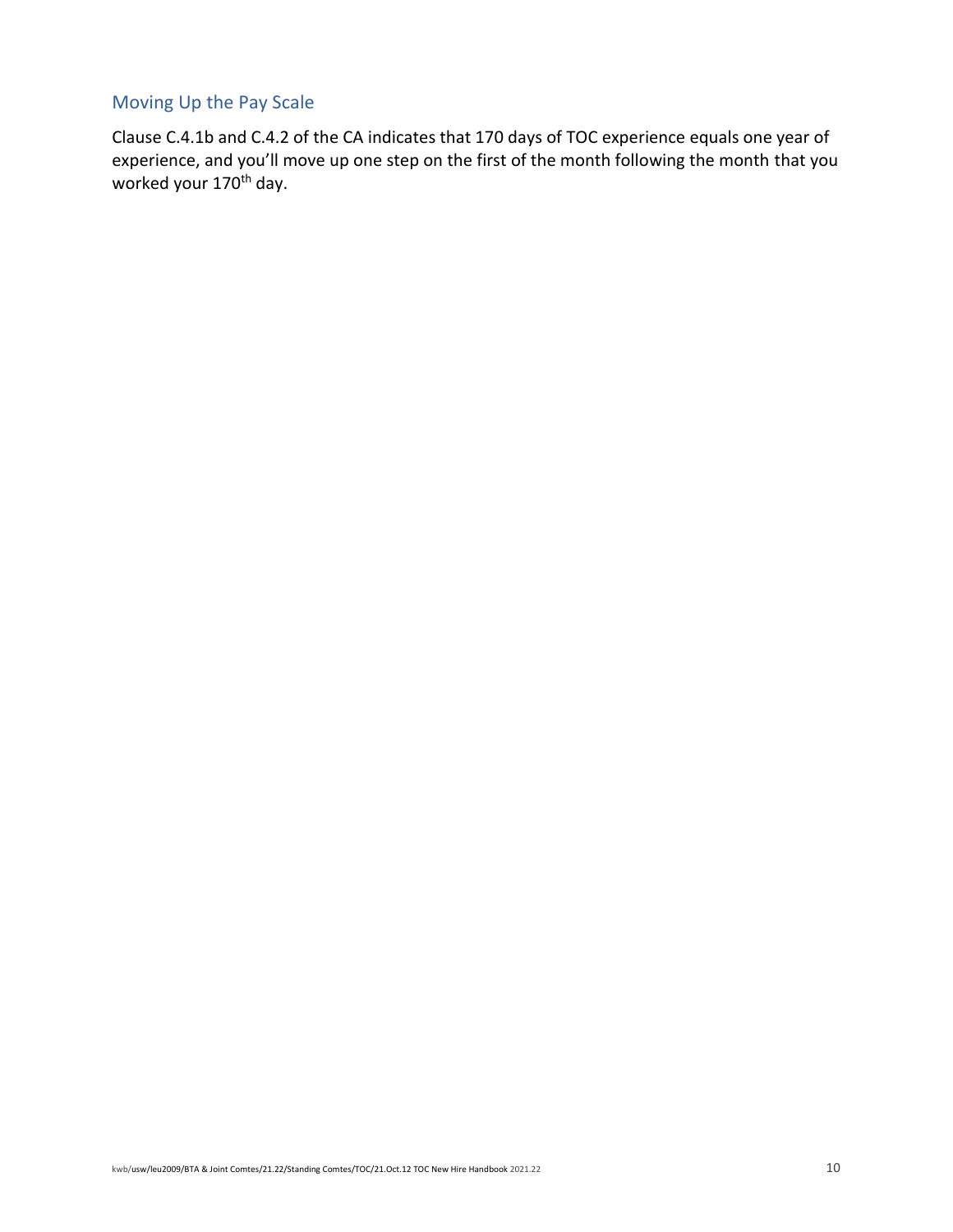## Moving Up the Pay Scale

Clause C.4.1b and C.4.2 of the CA indicates that 170 days of TOC experience equals one year of experience, and you'll move up one step on the first of the month following the month that you worked your 170th day.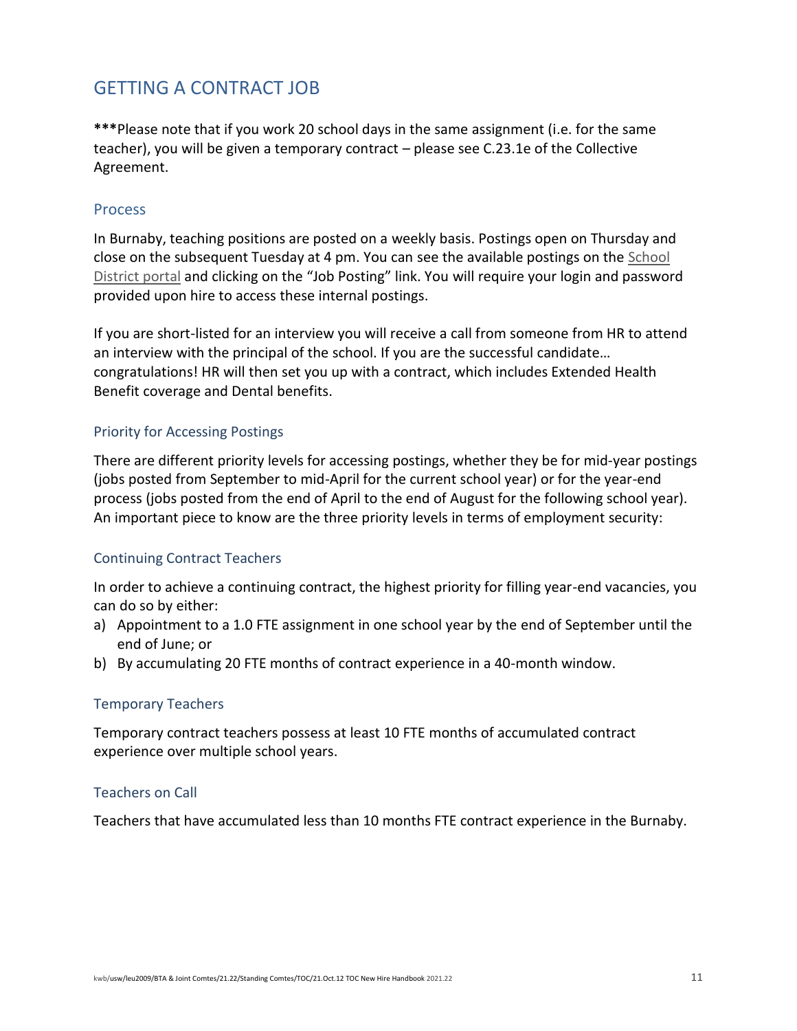# GETTING A CONTRACT JOB

*****Please note that if you work 20 school days in the same assignment (i.e. for the same teacher), you will be given a temporary contract – please see C.23.1e of the Collective Agreement.

## Process

In Burnaby, teaching positions are posted on a weekly basis. Postings open on Thursday and close on the subsequent Tuesday at 4 pm. You can see the available postings on the School District portal and clicking on the "Job Posting" link. You will require your login and password provided upon hire to access these internal postings.

If you are short-listed for an interview you will receive a call from someone from HR to attend an interview with the principal of the school. If you are the successful candidate… congratulations! HR will then set you up with a contract, which includes Extended Health Benefit coverage and Dental benefits.

## Priority for Accessing Postings

There are different priority levels for accessing postings, whether they be for mid-year postings (jobs posted from September to mid-April for the current school year) or for the year-end process (jobs posted from the end of April to the end of August for the following school year). An important piece to know are the three priority levels in terms of employment security:

## Continuing Contract Teachers

In order to achieve a continuing contract, the highest priority for filling year-end vacancies, you can do so by either:

a) Appointment to a 1.0 FTE assignment in one school year by the end of September until the end of June; or
b) By accumulating 20 FTE months of contract experience in a 40-month window.

## Temporary Teachers

Temporary contract teachers possess at least 10 FTE months of accumulated contract experience over multiple school years.

## Teachers on Call

Teachers that have accumulated less than 10 months FTE contract experience in the Burnaby.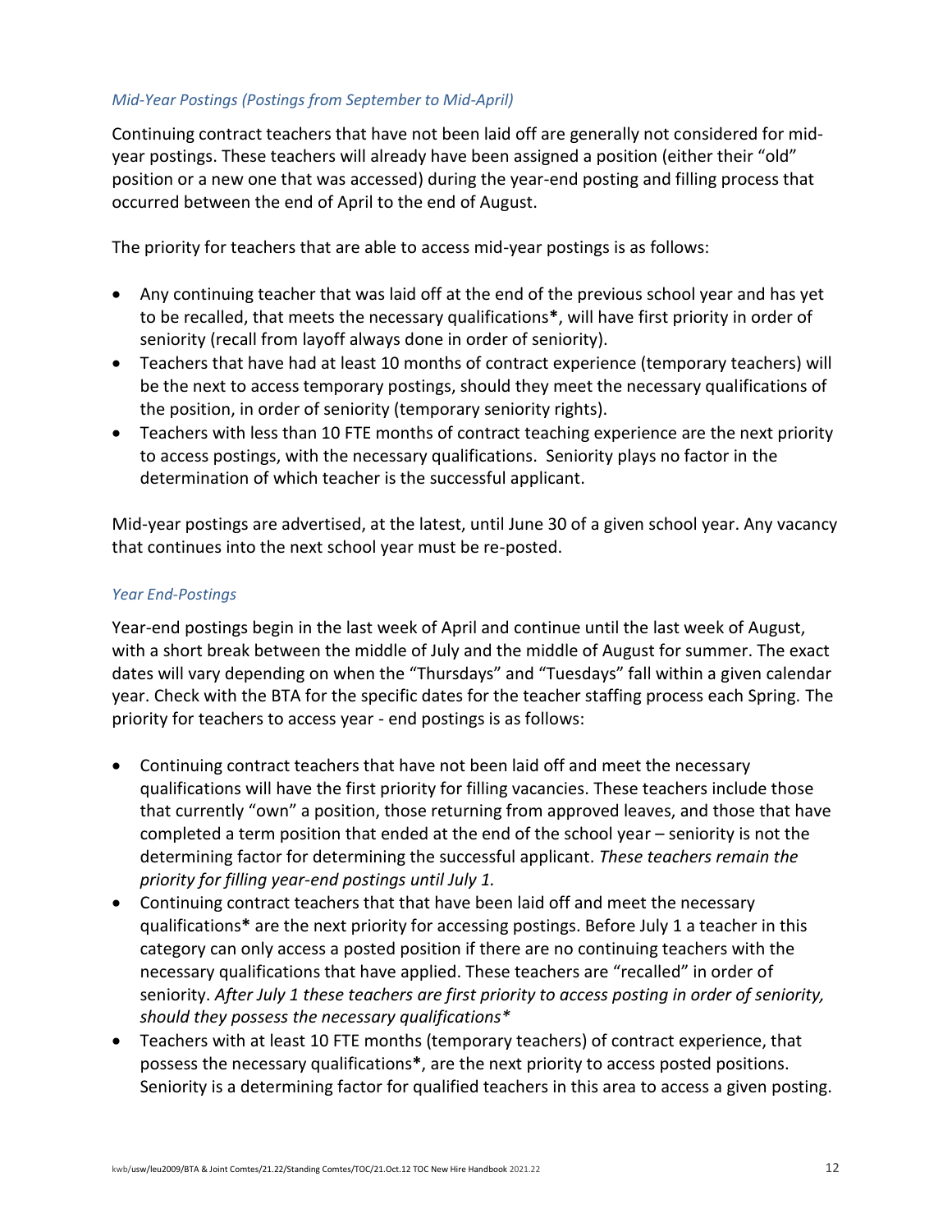*Mid-Year Postings (Postings from September to Mid-April)*

Continuing contract teachers that have not been laid off are generally not considered for mid-year postings. These teachers will already have been assigned a position (either their "old" position or a new one that was accessed) during the year-end posting and filling process that occurred between the end of April to the end of August.

The priority for teachers that are able to access mid-year postings is as follows:

- Any continuing teacher that was laid off at the end of the previous school year and has yet to be recalled, that meets the necessary qualifications**\***, will have first priority in order of seniority (recall from layoff always done in order of seniority).
- Teachers that have had at least 10 months of contract experience (temporary teachers) will be the next to access temporary postings, should they meet the necessary qualifications of the position, in order of seniority (temporary seniority rights).
- Teachers with less than 10 FTE months of contract teaching experience are the next priority to access postings, with the necessary qualifications. Seniority plays no factor in the determination of which teacher is the successful applicant.

Mid-year postings are advertised, at the latest, until June 30 of a given school year. Any vacancy that continues into the next school year must be re-posted.

*Year End-Postings*

Year-end postings begin in the last week of April and continue until the last week of August, with a short break between the middle of July and the middle of August for summer. The exact dates will vary depending on when the "Thursdays" and "Tuesdays" fall within a given calendar year. Check with the BTA for the specific dates for the teacher staffing process each Spring. The priority for teachers to access year - end postings is as follows:

- Continuing contract teachers that have not been laid off and meet the necessary qualifications will have the first priority for filling vacancies. These teachers include those that currently "own" a position, those returning from approved leaves, and those that have completed a term position that ended at the end of the school year – seniority is not the determining factor for determining the successful applicant. *These teachers remain the priority for filling year-end postings until July 1.*
- Continuing contract teachers that that have been laid off and meet the necessary qualifications**\*** are the next priority for accessing postings. Before July 1 a teacher in this category can only access a posted position if there are no continuing teachers with the necessary qualifications that have applied. These teachers are "recalled" in order of seniority. *After July 1 these teachers are first priority to access posting in order of seniority, should they possess the necessary qualifications\**
- Teachers with at least 10 FTE months (temporary teachers) of contract experience, that possess the necessary qualifications**\***, are the next priority to access posted positions. Seniority is a determining factor for qualified teachers in this area to access a given posting.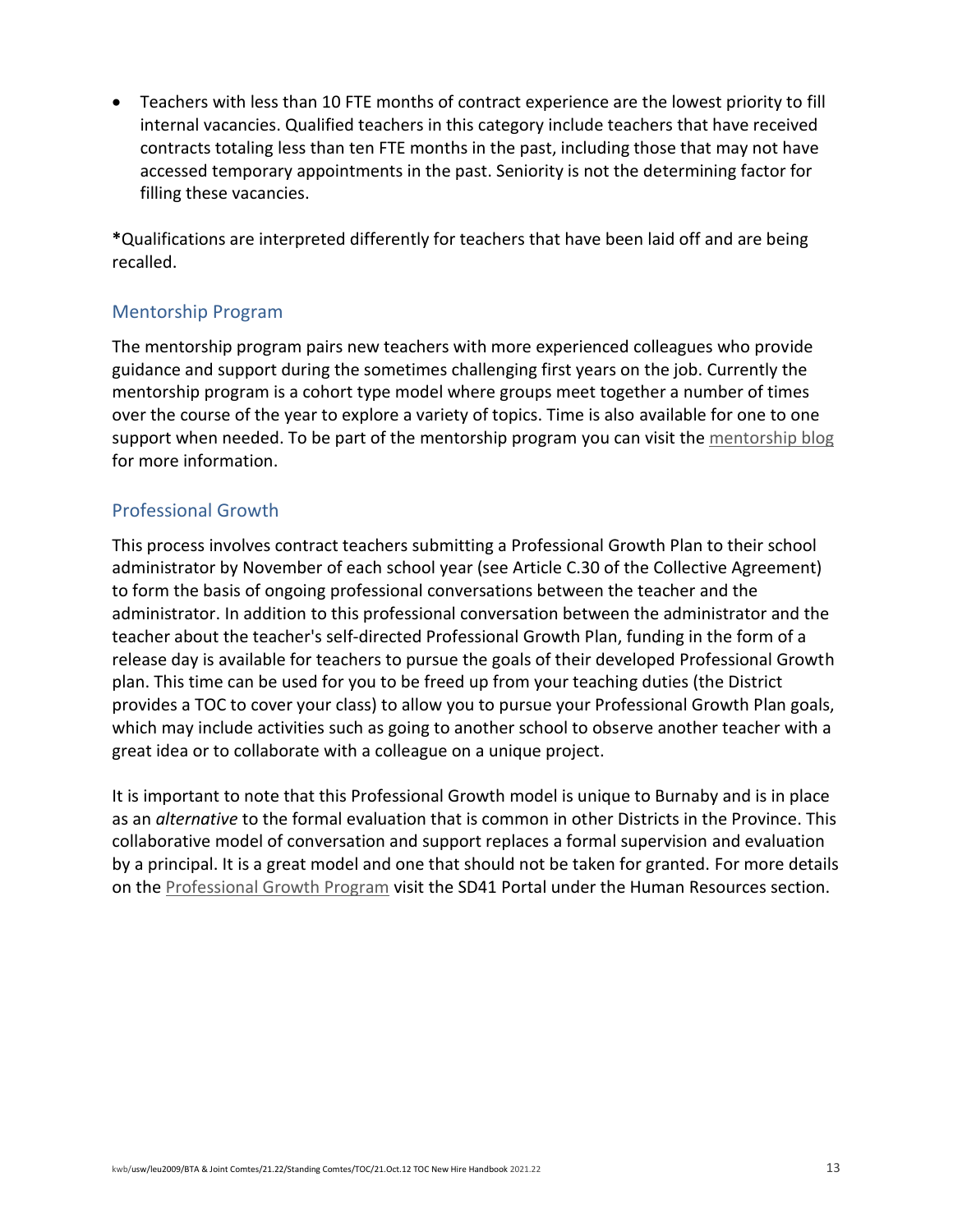- Teachers with less than 10 FTE months of contract experience are the lowest priority to fill internal vacancies. Qualified teachers in this category include teachers that have received contracts totaling less than ten FTE months in the past, including those that may not have accessed temporary appointments in the past. Seniority is not the determining factor for filling these vacancies.

**\***Qualifications are interpreted differently for teachers that have been laid off and are being recalled.

## Mentorship Program

The mentorship program pairs new teachers with more experienced colleagues who provide guidance and support during the sometimes challenging first years on the job. Currently the mentorship program is a cohort type model where groups meet together a number of times over the course of the year to explore a variety of topics. Time is also available for one to one support when needed. To be part of the mentorship program you can visit the mentorship blog for more information.

## Professional Growth

This process involves contract teachers submitting a Professional Growth Plan to their school administrator by November of each school year (see Article C.30 of the Collective Agreement) to form the basis of ongoing professional conversations between the teacher and the administrator. In addition to this professional conversation between the administrator and the teacher about the teacher's self-directed Professional Growth Plan, funding in the form of a release day is available for teachers to pursue the goals of their developed Professional Growth plan. This time can be used for you to be freed up from your teaching duties (the District provides a TOC to cover your class) to allow you to pursue your Professional Growth Plan goals, which may include activities such as going to another school to observe another teacher with a great idea or to collaborate with a colleague on a unique project.

It is important to note that this Professional Growth model is unique to Burnaby and is in place as an *alternative* to the formal evaluation that is common in other Districts in the Province. This collaborative model of conversation and support replaces a formal supervision and evaluation by a principal. It is a great model and one that should not be taken for granted. For more details on the Professional Growth Program visit the SD41 Portal under the Human Resources section.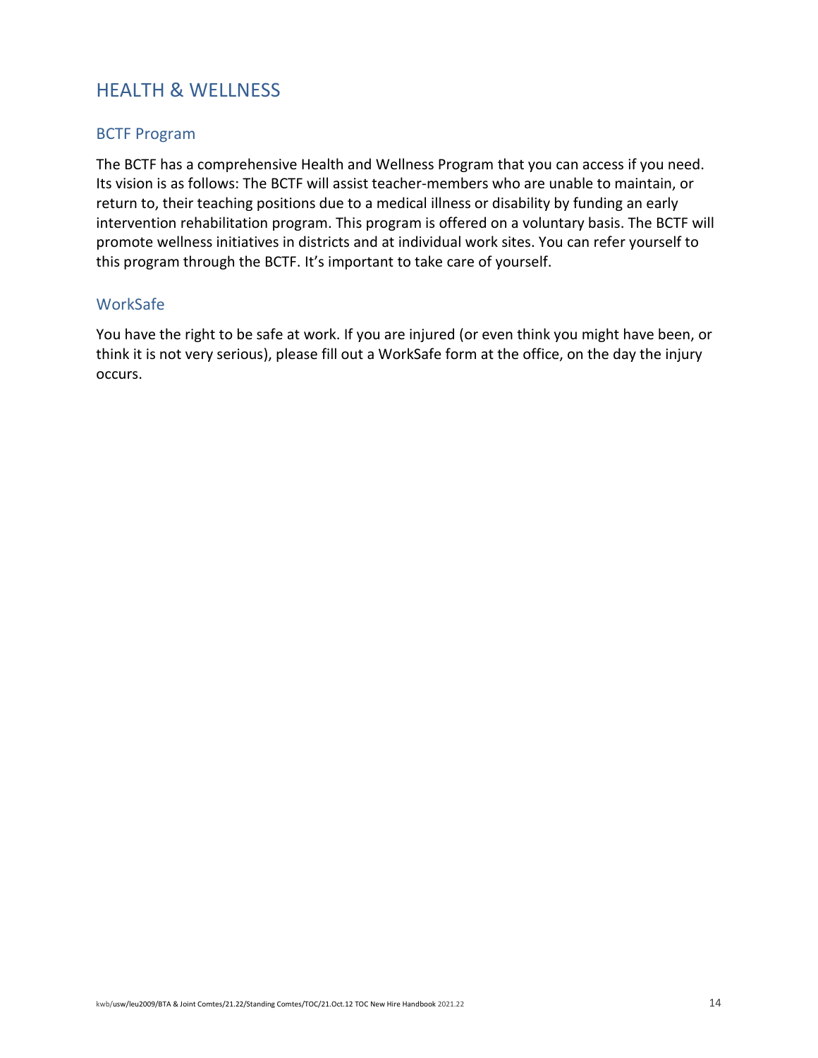# HEALTH & WELLNESS

## BCTF Program

The BCTF has a comprehensive Health and Wellness Program that you can access if you need. Its vision is as follows: The BCTF will assist teacher-members who are unable to maintain, or return to, their teaching positions due to a medical illness or disability by funding an early intervention rehabilitation program. This program is offered on a voluntary basis. The BCTF will promote wellness initiatives in districts and at individual work sites. You can refer yourself to this program through the BCTF. It's important to take care of yourself.

## WorkSafe

You have the right to be safe at work. If you are injured (or even think you might have been, or think it is not very serious), please fill out a WorkSafe form at the office, on the day the injury occurs.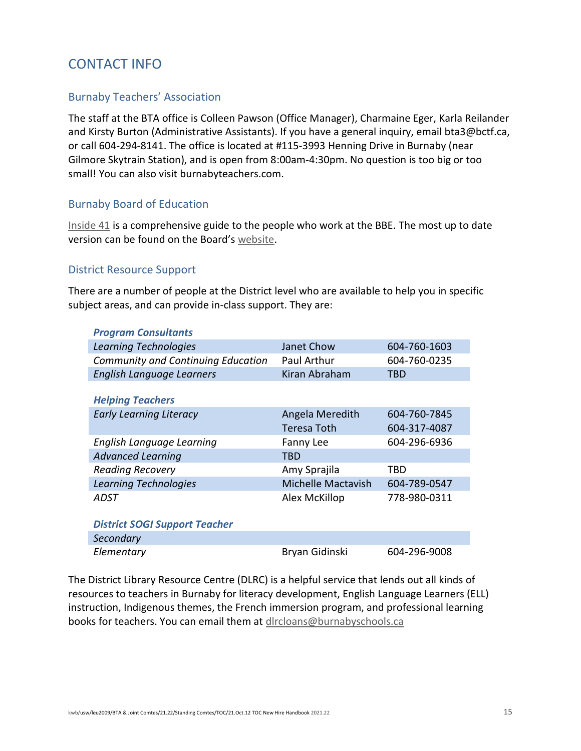## CONTACT INFO

### Burnaby Teachers' Association

The staff at the BTA office is Colleen Pawson (Office Manager), Charmaine Eger, Karla Reilander and Kirsty Burton (Administrative Assistants). If you have a general inquiry, email bta3@bctf.ca, or call 604-294-8141. The office is located at #115-3993 Henning Drive in Burnaby (near Gilmore Skytrain Station), and is open from 8:00am-4:30pm. No question is too big or too small! You can also visit burnabyteachers.com.

### Burnaby Board of Education

Inside 41 is a comprehensive guide to the people who work at the BBE. The most up to date version can be found on the Board's website.

### District Resource Support

There are a number of people at the District level who are available to help you in specific subject areas, and can provide in-class support. They are:

| ***Program Consultants*** | | |
|---|---|---|
| *Learning Technologies* | Janet Chow | 604-760-1603 |
| *Community and Continuing Education* | Paul Arthur | 604-760-0235 |
| *English Language Learners* | Kiran Abraham | TBD |
| | | |
| ***Helping Teachers*** | | |
| *Early Learning Literacy* | Angela Meredith | 604-760-7845 |
| | Teresa Toth | 604-317-4087 |
| *English Language Learning* | Fanny Lee | 604-296-6936 |
| *Advanced Learning* | TBD | |
| *Reading Recovery* | Amy Sprajila | TBD |
| *Learning Technologies* | Michelle Mactavish | 604-789-0547 |
| *ADST* | Alex McKillop | 778-980-0311 |
| | | |
| ***District SOGI Support Teacher*** | | |
| *Secondary* | | |
| *Elementary* | Bryan Gidinski | 604-296-9008 |

The District Library Resource Centre (DLRC) is a helpful service that lends out all kinds of resources to teachers in Burnaby for literacy development, English Language Learners (ELL) instruction, Indigenous themes, the French immersion program, and professional learning books for teachers. You can email them at dlrcloans@burnabyschools.ca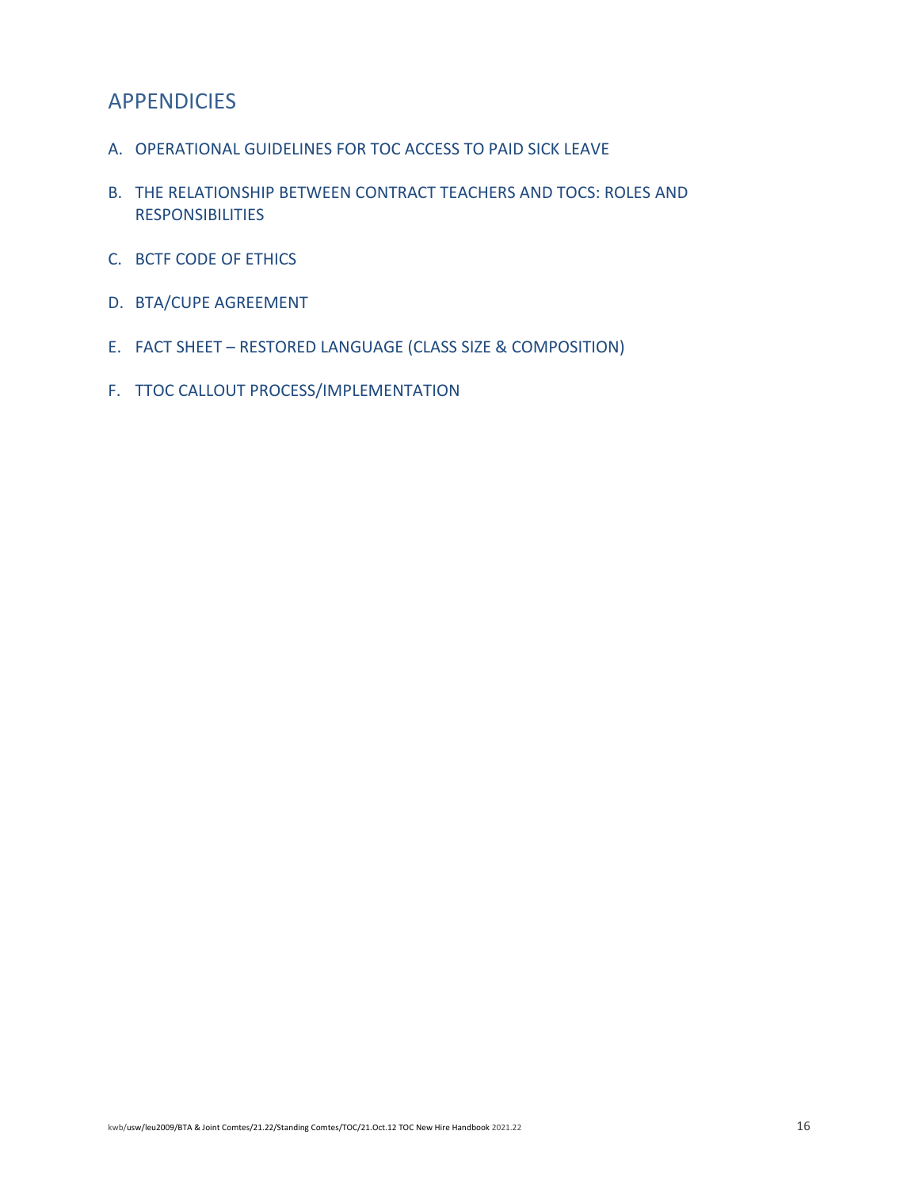## APPENDICIES

A. OPERATIONAL GUIDELINES FOR TOC ACCESS TO PAID SICK LEAVE

B. THE RELATIONSHIP BETWEEN CONTRACT TEACHERS AND TOCS: ROLES AND RESPONSIBILITIES

C. BCTF CODE OF ETHICS

D. BTA/CUPE AGREEMENT

E. FACT SHEET – RESTORED LANGUAGE (CLASS SIZE & COMPOSITION)

F. TTOC CALLOUT PROCESS/IMPLEMENTATION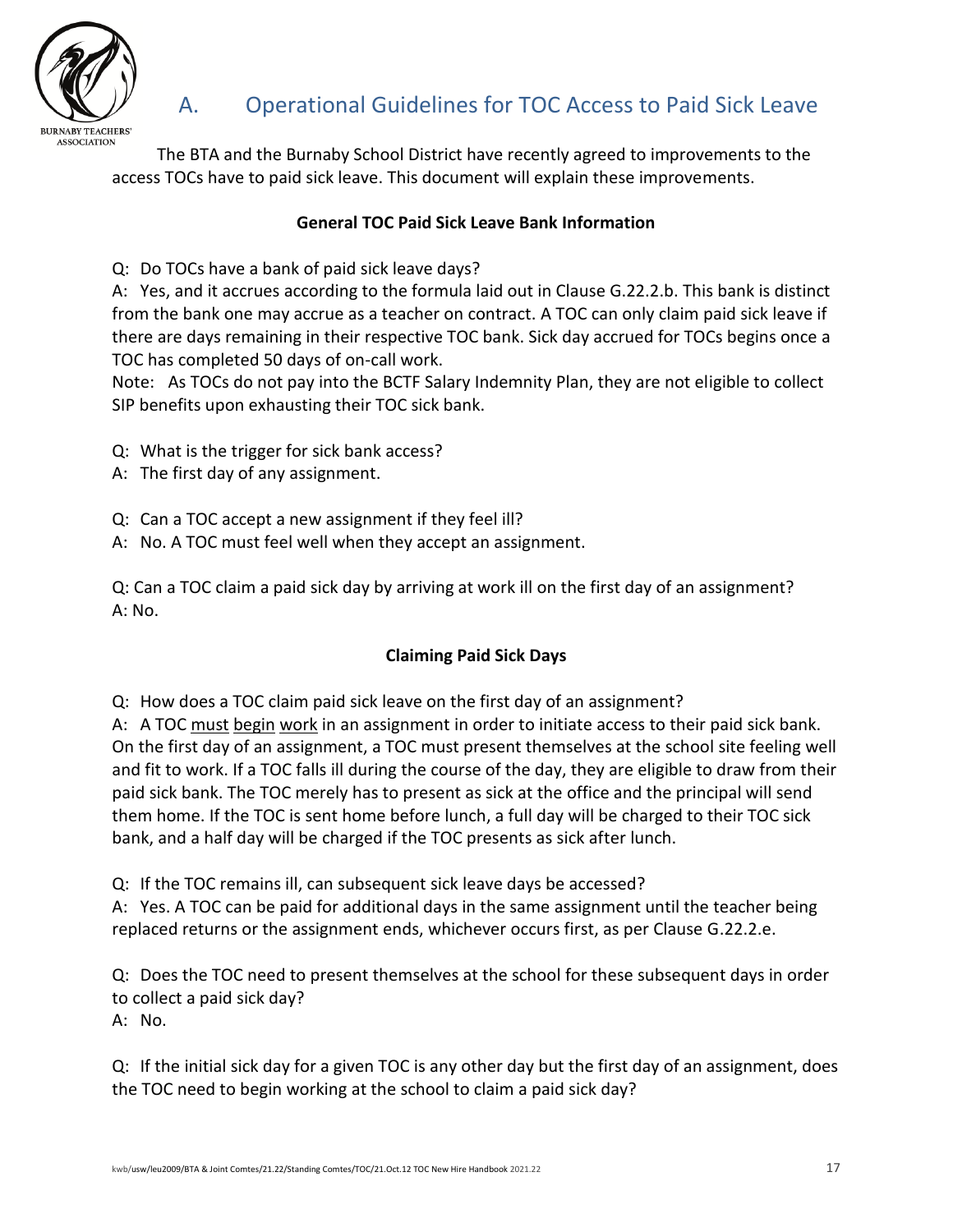## A. Operational Guidelines for TOC Access to Paid Sick Leave

The BTA and the Burnaby School District have recently agreed to improvements to the access TOCs have to paid sick leave. This document will explain these improvements.

**General TOC Paid Sick Leave Bank Information**

Q: Do TOCs have a bank of paid sick leave days?
A: Yes, and it accrues according to the formula laid out in Clause G.22.2.b. This bank is distinct from the bank one may accrue as a teacher on contract. A TOC can only claim paid sick leave if there are days remaining in their respective TOC bank. Sick day accrued for TOCs begins once a TOC has completed 50 days of on-call work.
Note: As TOCs do not pay into the BCTF Salary Indemnity Plan, they are not eligible to collect SIP benefits upon exhausting their TOC sick bank.

Q: What is the trigger for sick bank access?
A: The first day of any assignment.

Q: Can a TOC accept a new assignment if they feel ill?
A: No. A TOC must feel well when they accept an assignment.

Q: Can a TOC claim a paid sick day by arriving at work ill on the first day of an assignment?
A: No.

**Claiming Paid Sick Days**

Q: How does a TOC claim paid sick leave on the first day of an assignment?
A: A TOC must begin work in an assignment in order to initiate access to their paid sick bank. On the first day of an assignment, a TOC must present themselves at the school site feeling well and fit to work. If a TOC falls ill during the course of the day, they are eligible to draw from their paid sick bank. The TOC merely has to present as sick at the office and the principal will send them home. If the TOC is sent home before lunch, a full day will be charged to their TOC sick bank, and a half day will be charged if the TOC presents as sick after lunch.

Q: If the TOC remains ill, can subsequent sick leave days be accessed?
A: Yes. A TOC can be paid for additional days in the same assignment until the teacher being replaced returns or the assignment ends, whichever occurs first, as per Clause G.22.2.e.

Q: Does the TOC need to present themselves at the school for these subsequent days in order to collect a paid sick day?
A: No.

Q: If the initial sick day for a given TOC is any other day but the first day of an assignment, does the TOC need to begin working at the school to claim a paid sick day?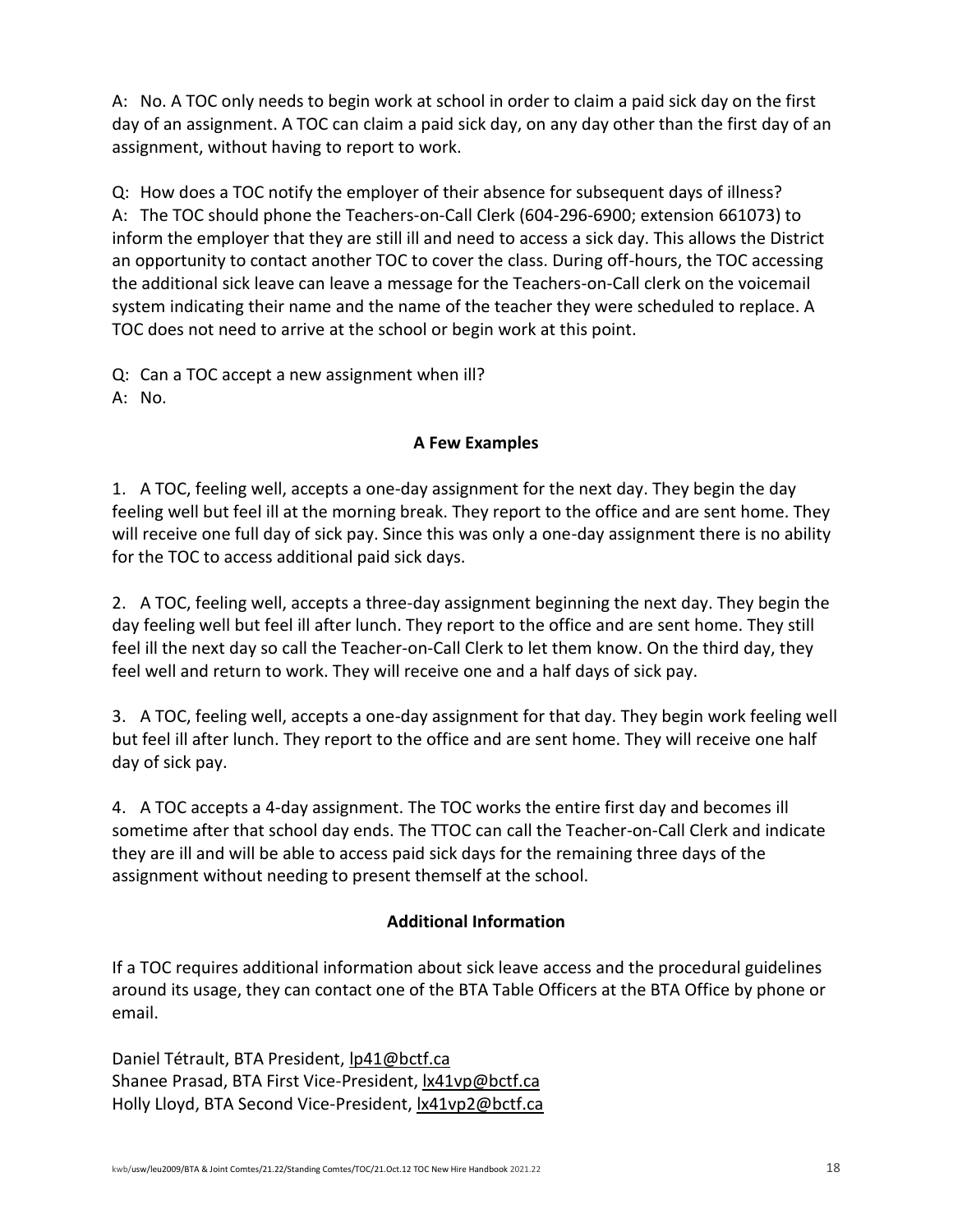A: No. A TOC only needs to begin work at school in order to claim a paid sick day on the first day of an assignment. A TOC can claim a paid sick day, on any day other than the first day of an assignment, without having to report to work.

Q: How does a TOC notify the employer of their absence for subsequent days of illness?
A: The TOC should phone the Teachers-on-Call Clerk (604-296-6900; extension 661073) to inform the employer that they are still ill and need to access a sick day. This allows the District an opportunity to contact another TOC to cover the class. During off-hours, the TOC accessing the additional sick leave can leave a message for the Teachers-on-Call clerk on the voicemail system indicating their name and the name of the teacher they were scheduled to replace. A TOC does not need to arrive at the school or begin work at this point.

Q: Can a TOC accept a new assignment when ill?
A: No.

**A Few Examples**

1. A TOC, feeling well, accepts a one-day assignment for the next day. They begin the day feeling well but feel ill at the morning break. They report to the office and are sent home. They will receive one full day of sick pay. Since this was only a one-day assignment there is no ability for the TOC to access additional paid sick days.

2. A TOC, feeling well, accepts a three-day assignment beginning the next day. They begin the day feeling well but feel ill after lunch. They report to the office and are sent home. They still feel ill the next day so call the Teacher-on-Call Clerk to let them know. On the third day, they feel well and return to work. They will receive one and a half days of sick pay.

3. A TOC, feeling well, accepts a one-day assignment for that day. They begin work feeling well but feel ill after lunch. They report to the office and are sent home. They will receive one half day of sick pay.

4. A TOC accepts a 4-day assignment. The TOC works the entire first day and becomes ill sometime after that school day ends. The TTOC can call the Teacher-on-Call Clerk and indicate they are ill and will be able to access paid sick days for the remaining three days of the assignment without needing to present themself at the school.

**Additional Information**

If a TOC requires additional information about sick leave access and the procedural guidelines around its usage, they can contact one of the BTA Table Officers at the BTA Office by phone or email.

Daniel Tétrault, BTA President, lp41@bctf.ca
Shanee Prasad, BTA First Vice-President, lx41vp@bctf.ca
Holly Lloyd, BTA Second Vice-President, lx41vp2@bctf.ca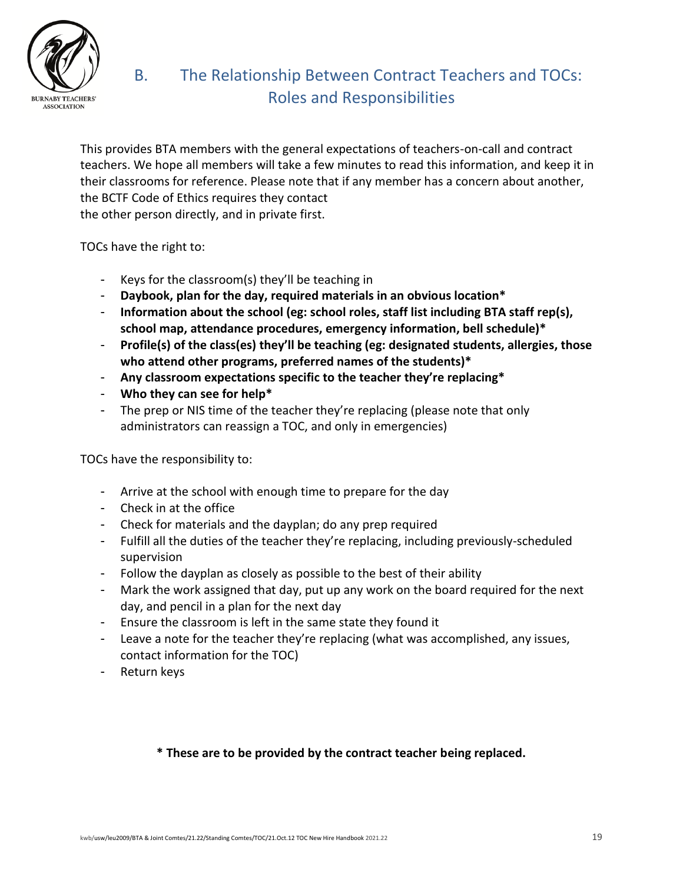## B. The Relationship Between Contract Teachers and TOCs: Roles and Responsibilities

This provides BTA members with the general expectations of teachers-on-call and contract teachers. We hope all members will take a few minutes to read this information, and keep it in their classrooms for reference. Please note that if any member has a concern about another, the BCTF Code of Ethics requires they contact
the other person directly, and in private first.

TOCs have the right to:

- Keys for the classroom(s) they'll be teaching in
- **Daybook, plan for the day, required materials in an obvious location***
- **Information about the school (eg: school roles, staff list including BTA staff rep(s), school map, attendance procedures, emergency information, bell schedule)***
- **Profile(s) of the class(es) they'll be teaching (eg: designated students, allergies, those who attend other programs, preferred names of the students)***
- **Any classroom expectations specific to the teacher they're replacing***
- **Who they can see for help***
- The prep or NIS time of the teacher they're replacing (please note that only administrators can reassign a TOC, and only in emergencies)

TOCs have the responsibility to:

- Arrive at the school with enough time to prepare for the day
- Check in at the office
- Check for materials and the dayplan; do any prep required
- Fulfill all the duties of the teacher they're replacing, including previously-scheduled supervision
- Follow the dayplan as closely as possible to the best of their ability
- Mark the work assigned that day, put up any work on the board required for the next day, and pencil in a plan for the next day
- Ensure the classroom is left in the same state they found it
- Leave a note for the teacher they're replacing (what was accomplished, any issues, contact information for the TOC)
- Return keys

**\* These are to be provided by the contract teacher being replaced.**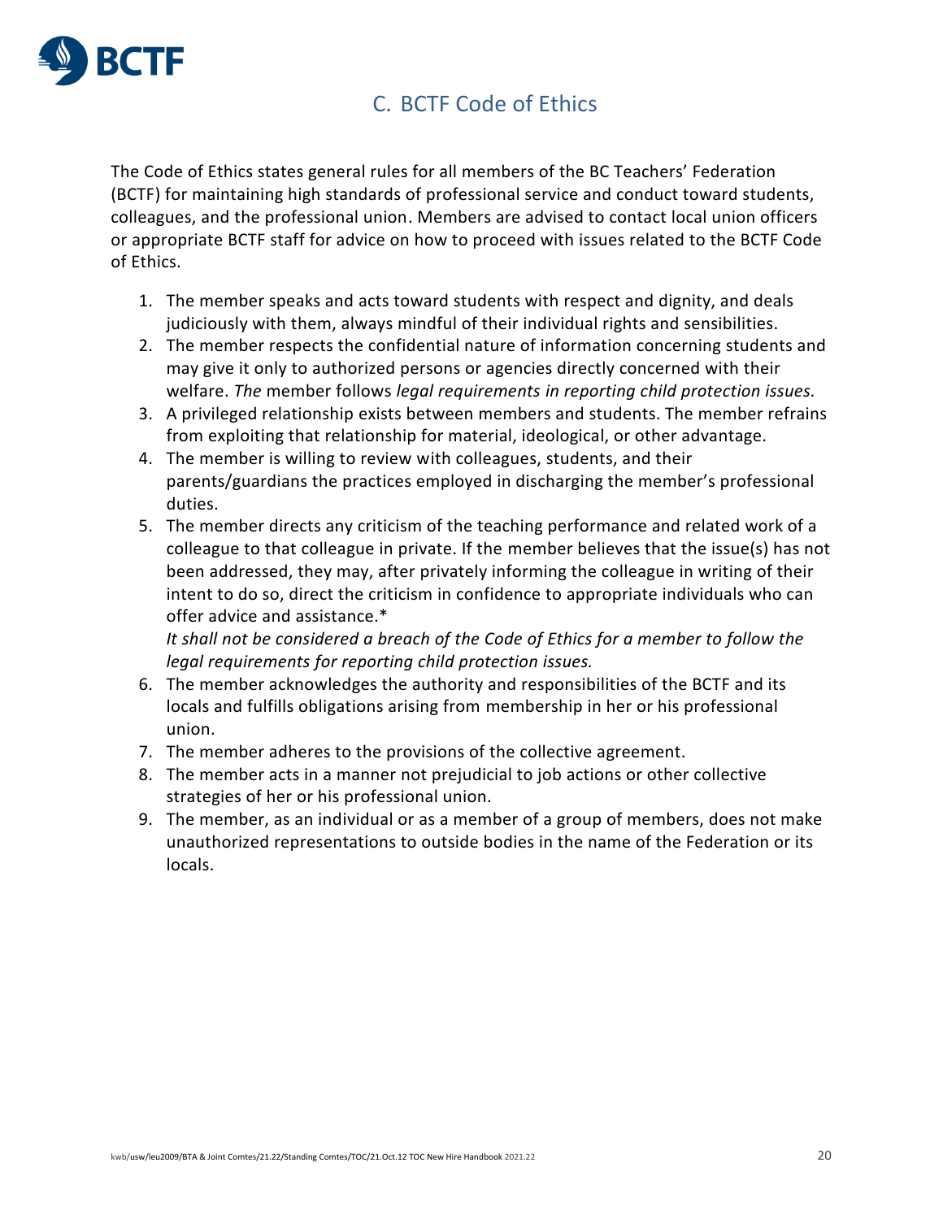## C. BCTF Code of Ethics

The Code of Ethics states general rules for all members of the BC Teachers' Federation (BCTF) for maintaining high standards of professional service and conduct toward students, colleagues, and the professional union. Members are advised to contact local union officers or appropriate BCTF staff for advice on how to proceed with issues related to the BCTF Code of Ethics.

1. The member speaks and acts toward students with respect and dignity, and deals judiciously with them, always mindful of their individual rights and sensibilities.
2. The member respects the confidential nature of information concerning students and may give it only to authorized persons or agencies directly concerned with their welfare. *The* member follows *legal requirements in reporting child protection issues.*
3. A privileged relationship exists between members and students. The member refrains from exploiting that relationship for material, ideological, or other advantage.
4. The member is willing to review with colleagues, students, and their parents/guardians the practices employed in discharging the member's professional duties.
5. The member directs any criticism of the teaching performance and related work of a colleague to that colleague in private. If the member believes that the issue(s) has not been addressed, they may, after privately informing the colleague in writing of their intent to do so, direct the criticism in confidence to appropriate individuals who can offer advice and assistance.*
   *It shall not be considered a breach of the Code of Ethics for a member to follow the legal requirements for reporting child protection issues.*
6. The member acknowledges the authority and responsibilities of the BCTF and its locals and fulfills obligations arising from membership in her or his professional union.
7. The member adheres to the provisions of the collective agreement.
8. The member acts in a manner not prejudicial to job actions or other collective strategies of her or his professional union.
9. The member, as an individual or as a member of a group of members, does not make unauthorized representations to outside bodies in the name of the Federation or its locals.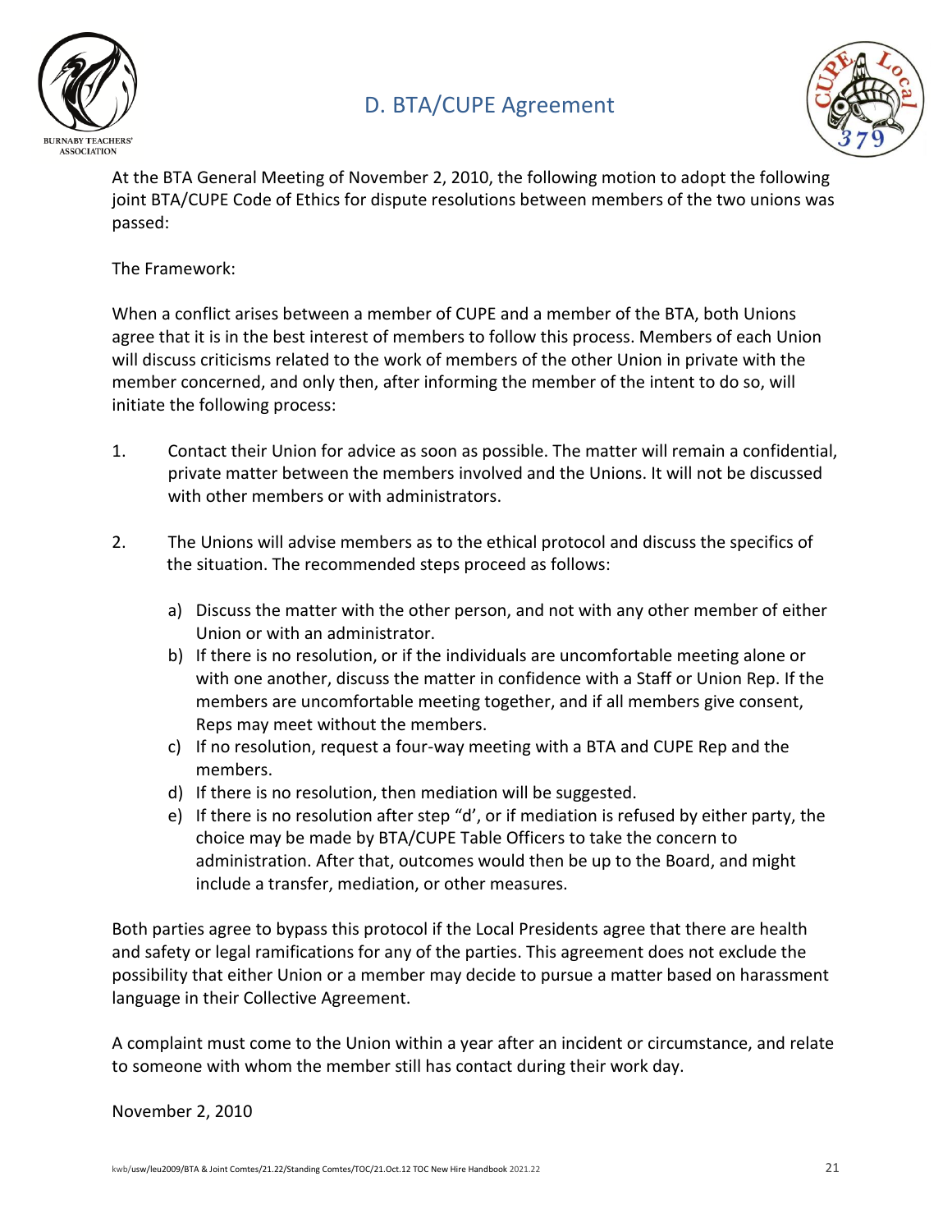# D. BTA/CUPE Agreement

At the BTA General Meeting of November 2, 2010, the following motion to adopt the following joint BTA/CUPE Code of Ethics for dispute resolutions between members of the two unions was passed:

The Framework:

When a conflict arises between a member of CUPE and a member of the BTA, both Unions agree that it is in the best interest of members to follow this process. Members of each Union will discuss criticisms related to the work of members of the other Union in private with the member concerned, and only then, after informing the member of the intent to do so, will initiate the following process:

1. Contact their Union for advice as soon as possible. The matter will remain a confidential, private matter between the members involved and the Unions. It will not be discussed with other members or with administrators.

2. The Unions will advise members as to the ethical protocol and discuss the specifics of the situation. The recommended steps proceed as follows:

   a) Discuss the matter with the other person, and not with any other member of either Union or with an administrator.
   b) If there is no resolution, or if the individuals are uncomfortable meeting alone or with one another, discuss the matter in confidence with a Staff or Union Rep. If the members are uncomfortable meeting together, and if all members give consent, Reps may meet without the members.
   c) If no resolution, request a four-way meeting with a BTA and CUPE Rep and the members.
   d) If there is no resolution, then mediation will be suggested.
   e) If there is no resolution after step "d', or if mediation is refused by either party, the choice may be made by BTA/CUPE Table Officers to take the concern to administration. After that, outcomes would then be up to the Board, and might include a transfer, mediation, or other measures.

Both parties agree to bypass this protocol if the Local Presidents agree that there are health and safety or legal ramifications for any of the parties. This agreement does not exclude the possibility that either Union or a member may decide to pursue a matter based on harassment language in their Collective Agreement.

A complaint must come to the Union within a year after an incident or circumstance, and relate to someone with whom the member still has contact during their work day.

November 2, 2010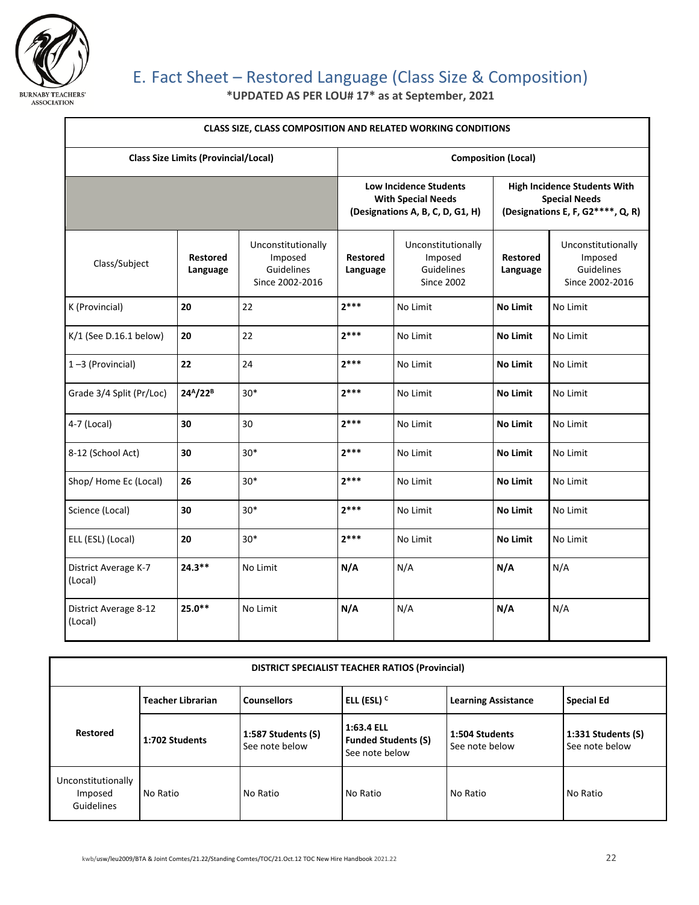BURNABY TEACHERS' ASSOCIATION

## E. Fact Sheet – Restored Language (Class Size & Composition)

**\*UPDATED AS PER LOU# 17\* as at September, 2021**

| CLASS SIZE, CLASS COMPOSITION AND RELATED WORKING CONDITIONS | | | | | | |
|---|---|---|---|---|---|---|
| **Class Size Limits (Provincial/Local)** | | | **Composition (Local)** | | | |
| | | | **Low Incidence Students With Special Needs (Designations A, B, C, D, G1, H)** | | **High Incidence Students With Special Needs (Designations E, F, G2\*\*\*\*, Q, R)** | |
| Class/Subject | **Restored Language** | Unconstitutionally Imposed Guidelines Since 2002-2016 | **Restored Language** | Unconstitutionally Imposed Guidelines Since 2002 | **Restored Language** | Unconstitutionally Imposed Guidelines Since 2002-2016 |
| K (Provincial) | **20** | 22 | **2\*\*\*** | No Limit | **No Limit** | No Limit |
| K/1 (See D.16.1 below) | **20** | 22 | **2\*\*\*** | No Limit | **No Limit** | No Limit |
| 1 –3 (Provincial) | **22** | 24 | **2\*\*\*** | No Limit | **No Limit** | No Limit |
| Grade 3/4 Split (Pr/Loc) | **24[A]/22[B]** | 30\* | **2\*\*\*** | No Limit | **No Limit** | No Limit |
| 4-7 (Local) | **30** | 30 | **2\*\*\*** | No Limit | **No Limit** | No Limit |
| 8-12 (School Act) | **30** | 30\* | **2\*\*\*** | No Limit | **No Limit** | No Limit |
| Shop/ Home Ec (Local) | **26** | 30\* | **2\*\*\*** | No Limit | **No Limit** | No Limit |
| Science (Local) | **30** | 30\* | **2\*\*\*** | No Limit | **No Limit** | No Limit |
| ELL (ESL) (Local) | **20** | 30\* | **2\*\*\*** | No Limit | **No Limit** | No Limit |
| District Average K-7 (Local) | **24.3\*\*** | No Limit | **N/A** | N/A | **N/A** | N/A |
| District Average 8-12 (Local) | **25.0\*\*** | No Limit | **N/A** | N/A | **N/A** | N/A |

| DISTRICT SPECIALIST TEACHER RATIOS (Provincial) | | | | | |
|---|---|---|---|---|---|
| | **Teacher Librarian** | **Counsellors** | **ELL (ESL) [C]** | **Learning Assistance** | **Special Ed** |
| **Restored** | **1:702 Students** | **1:587 Students (S)** See note below | **1:63.4 ELL Funded Students (S)** See note below | **1:504 Students** See note below | **1:331 Students (S)** See note below |
| Unconstitutionally Imposed Guidelines | No Ratio | No Ratio | No Ratio | No Ratio | No Ratio |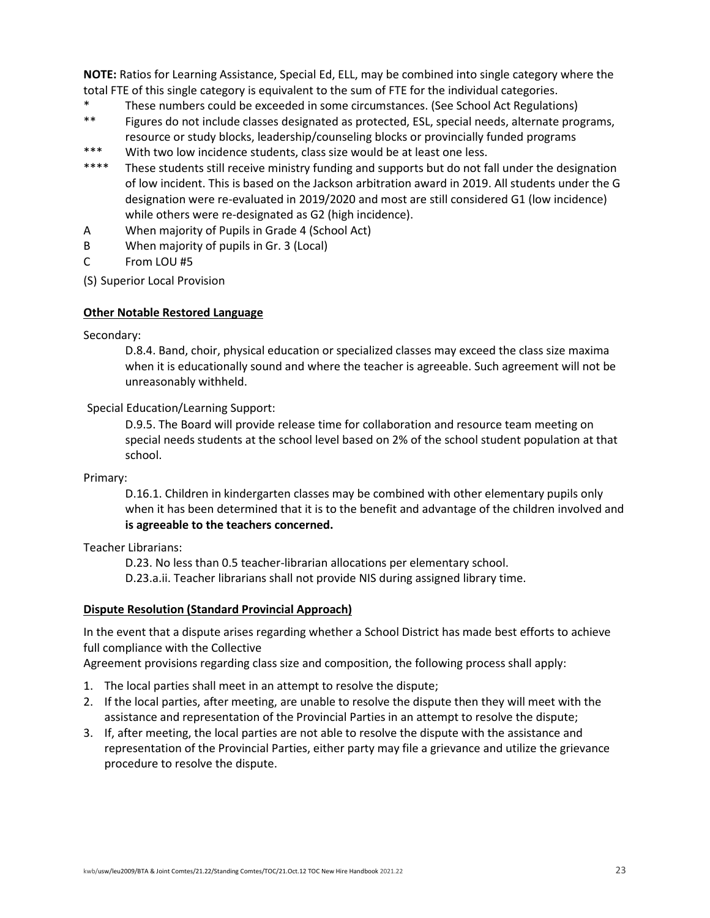**NOTE:** Ratios for Learning Assistance, Special Ed, ELL, may be combined into single category where the total FTE of this single category is equivalent to the sum of FTE for the individual categories.

- \* These numbers could be exceeded in some circumstances. (See School Act Regulations)
- \*\* Figures do not include classes designated as protected, ESL, special needs, alternate programs, resource or study blocks, leadership/counseling blocks or provincially funded programs
- \*\*\* With two low incidence students, class size would be at least one less.
- \*\*\*\* These students still receive ministry funding and supports but do not fall under the designation of low incident. This is based on the Jackson arbitration award in 2019. All students under the G designation were re-evaluated in 2019/2020 and most are still considered G1 (low incidence) while others were re-designated as G2 (high incidence).
- A When majority of Pupils in Grade 4 (School Act)
- B When majority of pupils in Gr. 3 (Local)
- C From LOU #5

(S) Superior Local Provision

**Other Notable Restored Language**

Secondary:

> D.8.4. Band, choir, physical education or specialized classes may exceed the class size maxima when it is educationally sound and where the teacher is agreeable. Such agreement will not be unreasonably withheld.

Special Education/Learning Support:

> D.9.5. The Board will provide release time for collaboration and resource team meeting on special needs students at the school level based on 2% of the school student population at that school.

Primary:

> D.16.1. Children in kindergarten classes may be combined with other elementary pupils only when it has been determined that it is to the benefit and advantage of the children involved and **is agreeable to the teachers concerned.**

Teacher Librarians:

> D.23. No less than 0.5 teacher-librarian allocations per elementary school.
> D.23.a.ii. Teacher librarians shall not provide NIS during assigned library time.

**Dispute Resolution (Standard Provincial Approach)**

In the event that a dispute arises regarding whether a School District has made best efforts to achieve full compliance with the Collective Agreement provisions regarding class size and composition, the following process shall apply:

1. The local parties shall meet in an attempt to resolve the dispute;
2. If the local parties, after meeting, are unable to resolve the dispute then they will meet with the assistance and representation of the Provincial Parties in an attempt to resolve the dispute;
3. If, after meeting, the local parties are not able to resolve the dispute with the assistance and representation of the Provincial Parties, either party may file a grievance and utilize the grievance procedure to resolve the dispute.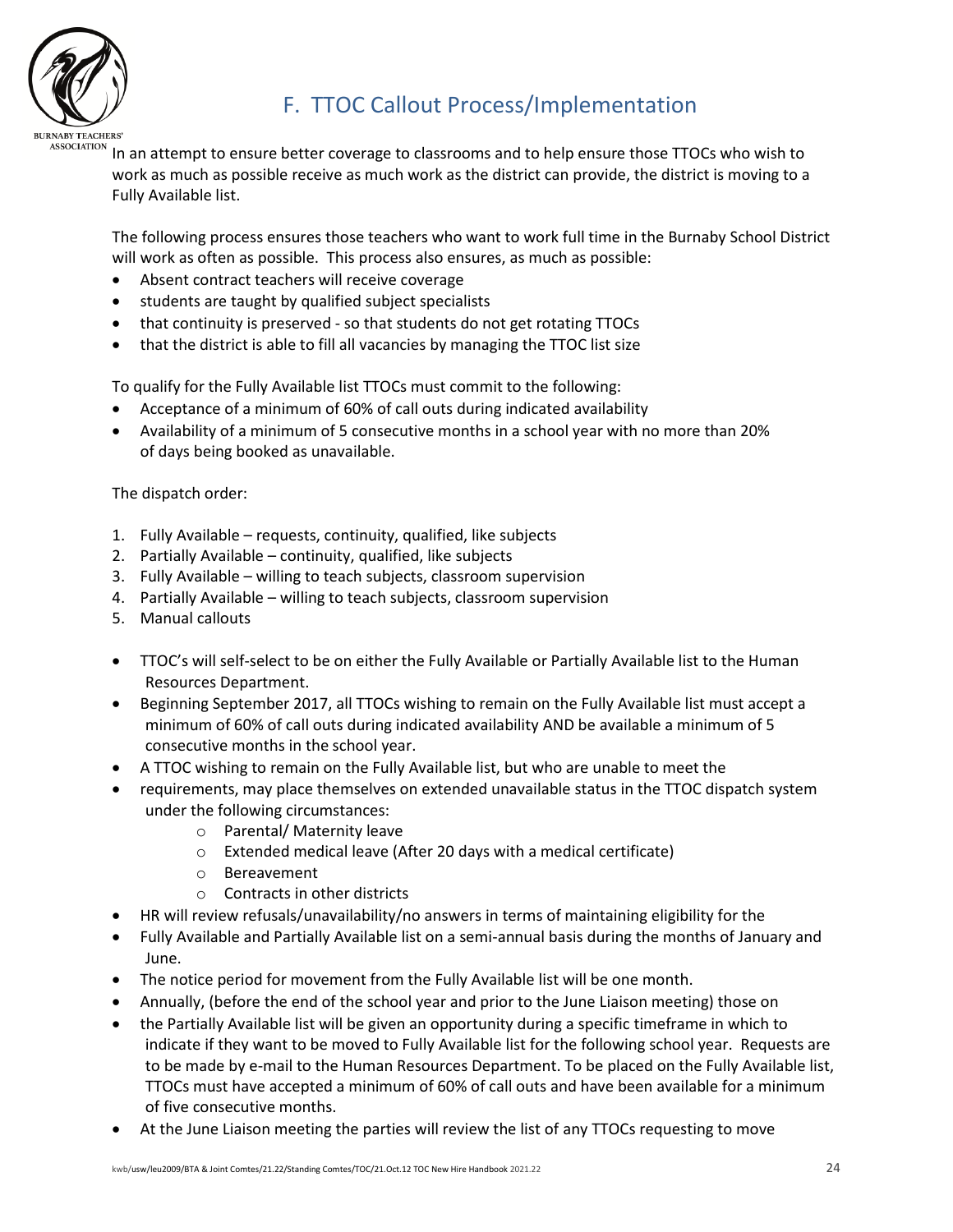## F. TTOC Callout Process/Implementation

In an attempt to ensure better coverage to classrooms and to help ensure those TTOCs who wish to work as much as possible receive as much work as the district can provide, the district is moving to a Fully Available list.

The following process ensures those teachers who want to work full time in the Burnaby School District will work as often as possible. This process also ensures, as much as possible:

- Absent contract teachers will receive coverage
- students are taught by qualified subject specialists
- that continuity is preserved - so that students do not get rotating TTOCs
- that the district is able to fill all vacancies by managing the TTOC list size

To qualify for the Fully Available list TTOCs must commit to the following:

- Acceptance of a minimum of 60% of call outs during indicated availability
- Availability of a minimum of 5 consecutive months in a school year with no more than 20% of days being booked as unavailable.

The dispatch order:

1. Fully Available – requests, continuity, qualified, like subjects
2. Partially Available – continuity, qualified, like subjects
3. Fully Available – willing to teach subjects, classroom supervision
4. Partially Available – willing to teach subjects, classroom supervision
5. Manual callouts

- TTOC's will self-select to be on either the Fully Available or Partially Available list to the Human Resources Department.
- Beginning September 2017, all TTOCs wishing to remain on the Fully Available list must accept a minimum of 60% of call outs during indicated availability AND be available a minimum of 5 consecutive months in the school year.
- A TTOC wishing to remain on the Fully Available list, but who are unable to meet the
- requirements, may place themselves on extended unavailable status in the TTOC dispatch system under the following circumstances:
    - Parental/ Maternity leave
    - Extended medical leave (After 20 days with a medical certificate)
    - Bereavement
    - Contracts in other districts
- HR will review refusals/unavailability/no answers in terms of maintaining eligibility for the
- Fully Available and Partially Available list on a semi-annual basis during the months of January and June.
- The notice period for movement from the Fully Available list will be one month.
- Annually, (before the end of the school year and prior to the June Liaison meeting) those on
- the Partially Available list will be given an opportunity during a specific timeframe in which to indicate if they want to be moved to Fully Available list for the following school year. Requests are to be made by e-mail to the Human Resources Department. To be placed on the Fully Available list, TTOCs must have accepted a minimum of 60% of call outs and have been available for a minimum of five consecutive months.
- At the June Liaison meeting the parties will review the list of any TTOCs requesting to move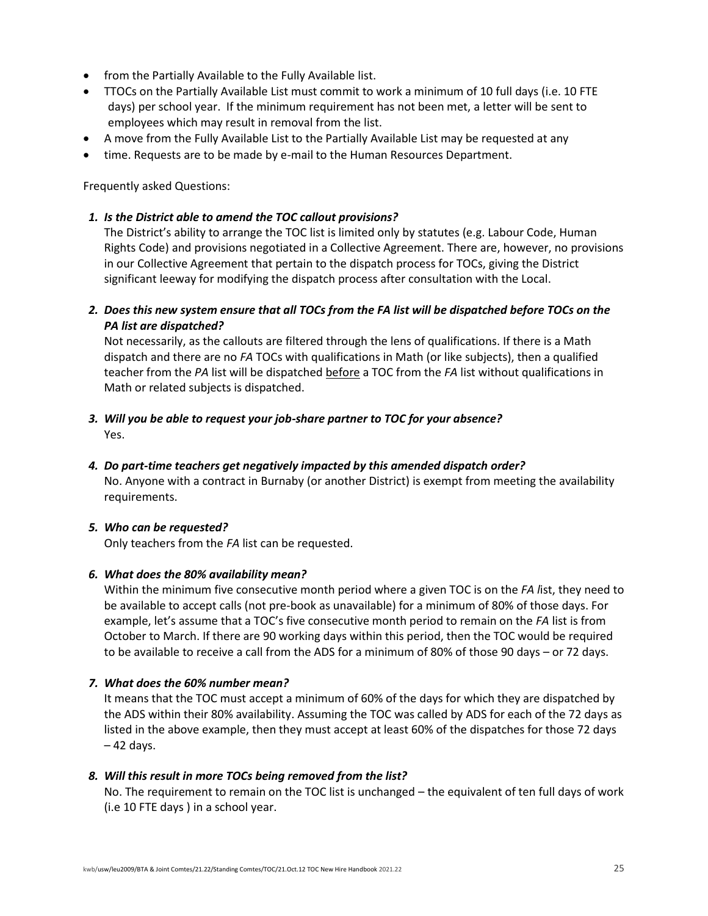- from the Partially Available to the Fully Available list.
- TTOCs on the Partially Available List must commit to work a minimum of 10 full days (i.e. 10 FTE days) per school year. If the minimum requirement has not been met, a letter will be sent to employees which may result in removal from the list.
- A move from the Fully Available List to the Partially Available List may be requested at any
- time. Requests are to be made by e-mail to the Human Resources Department.

Frequently asked Questions:

1. ***Is the District able to amend the TOC callout provisions?***
   The District's ability to arrange the TOC list is limited only by statutes (e.g. Labour Code, Human Rights Code) and provisions negotiated in a Collective Agreement. There are, however, no provisions in our Collective Agreement that pertain to the dispatch process for TOCs, giving the District significant leeway for modifying the dispatch process after consultation with the Local.

2. ***Does this new system ensure that all TOCs from the FA list will be dispatched before TOCs on the PA list are dispatched?***
   Not necessarily, as the callouts are filtered through the lens of qualifications. If there is a Math dispatch and there are no *FA* TOCs with qualifications in Math (or like subjects), then a qualified teacher from the *PA* list will be dispatched <u>before</u> a TOC from the *FA* list without qualifications in Math or related subjects is dispatched.

3. ***Will you be able to request your job-share partner to TOC for your absence?***
   Yes.

4. ***Do part-time teachers get negatively impacted by this amended dispatch order?***
   No. Anyone with a contract in Burnaby (or another District) is exempt from meeting the availability requirements.

5. ***Who can be requested?***
   Only teachers from the *FA* list can be requested.

6. ***What does the 80% availability mean?***
   Within the minimum five consecutive month period where a given TOC is on the *FA l*ist, they need to be available to accept calls (not pre-book as unavailable) for a minimum of 80% of those days. For example, let's assume that a TOC's five consecutive month period to remain on the *FA* list is from October to March. If there are 90 working days within this period, then the TOC would be required to be available to receive a call from the ADS for a minimum of 80% of those 90 days – or 72 days.

7. ***What does the 60% number mean?***
   It means that the TOC must accept a minimum of 60% of the days for which they are dispatched by the ADS within their 80% availability. Assuming the TOC was called by ADS for each of the 72 days as listed in the above example, then they must accept at least 60% of the dispatches for those 72 days – 42 days.

8. ***Will this result in more TOCs being removed from the list?***
   No. The requirement to remain on the TOC list is unchanged – the equivalent of ten full days of work (i.e 10 FTE days ) in a school year.